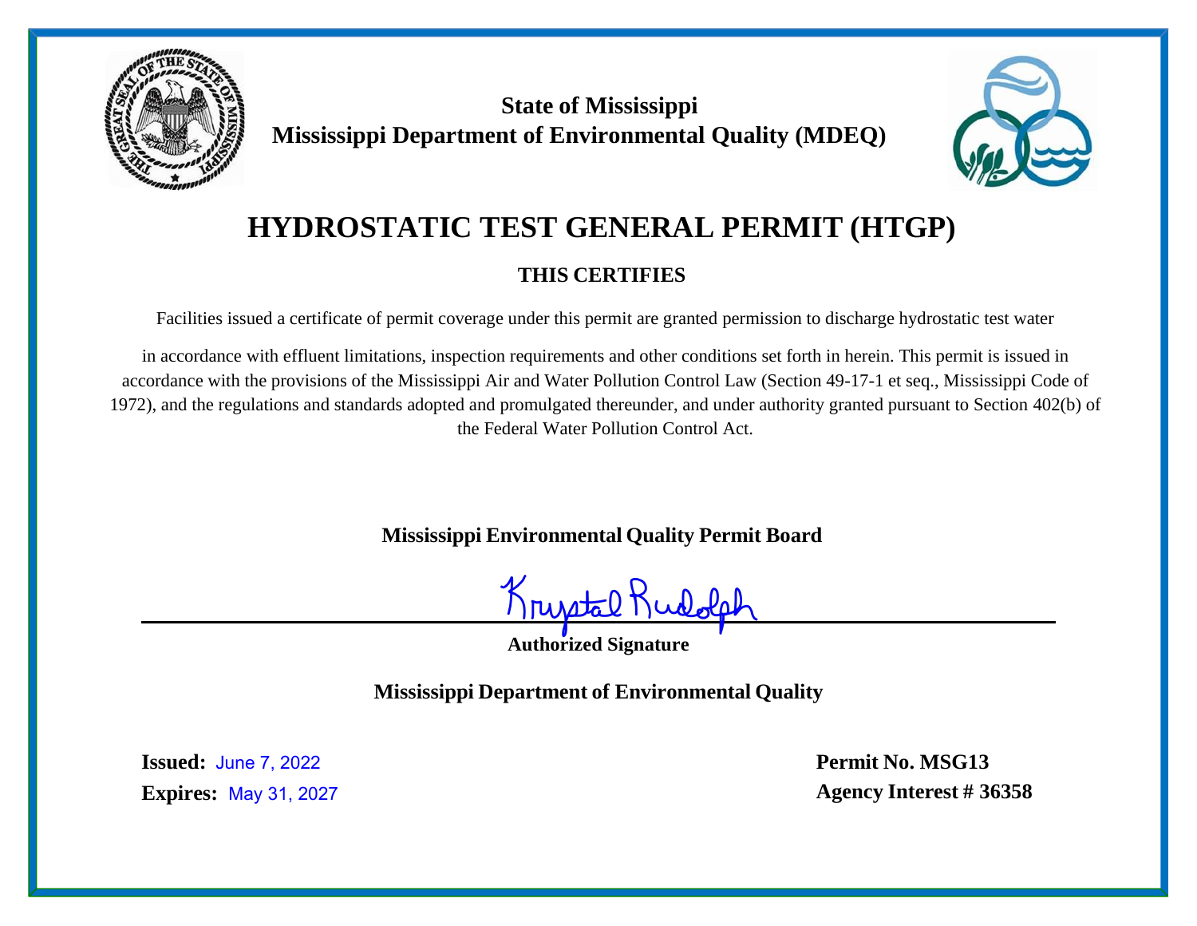**State of Mississippi**
**Mississippi Department of Environmental Quality (MDEQ)**

# HYDROSTATIC TEST GENERAL PERMIT (HTGP)

## THIS CERTIFIES

Facilities issued a certificate of permit coverage under this permit are granted permission to discharge hydrostatic test water

in accordance with effluent limitations, inspection requirements and other conditions set forth in herein. This permit is issued in accordance with the provisions of the Mississippi Air and Water Pollution Control Law (Section 49-17-1 et seq., Mississippi Code of 1972), and the regulations and standards adopted and promulgated thereunder, and under authority granted pursuant to Section 402(b) of the Federal Water Pollution Control Act.

**Mississippi Environmental Quality Permit Board**

Krystal Rudolph

**Authorized Signature**

**Mississippi Department of Environmental Quality**

**Issued:** June 7, 2022
**Expires:** May 31, 2027

**Permit No. MSG13**
**Agency Interest # 36358**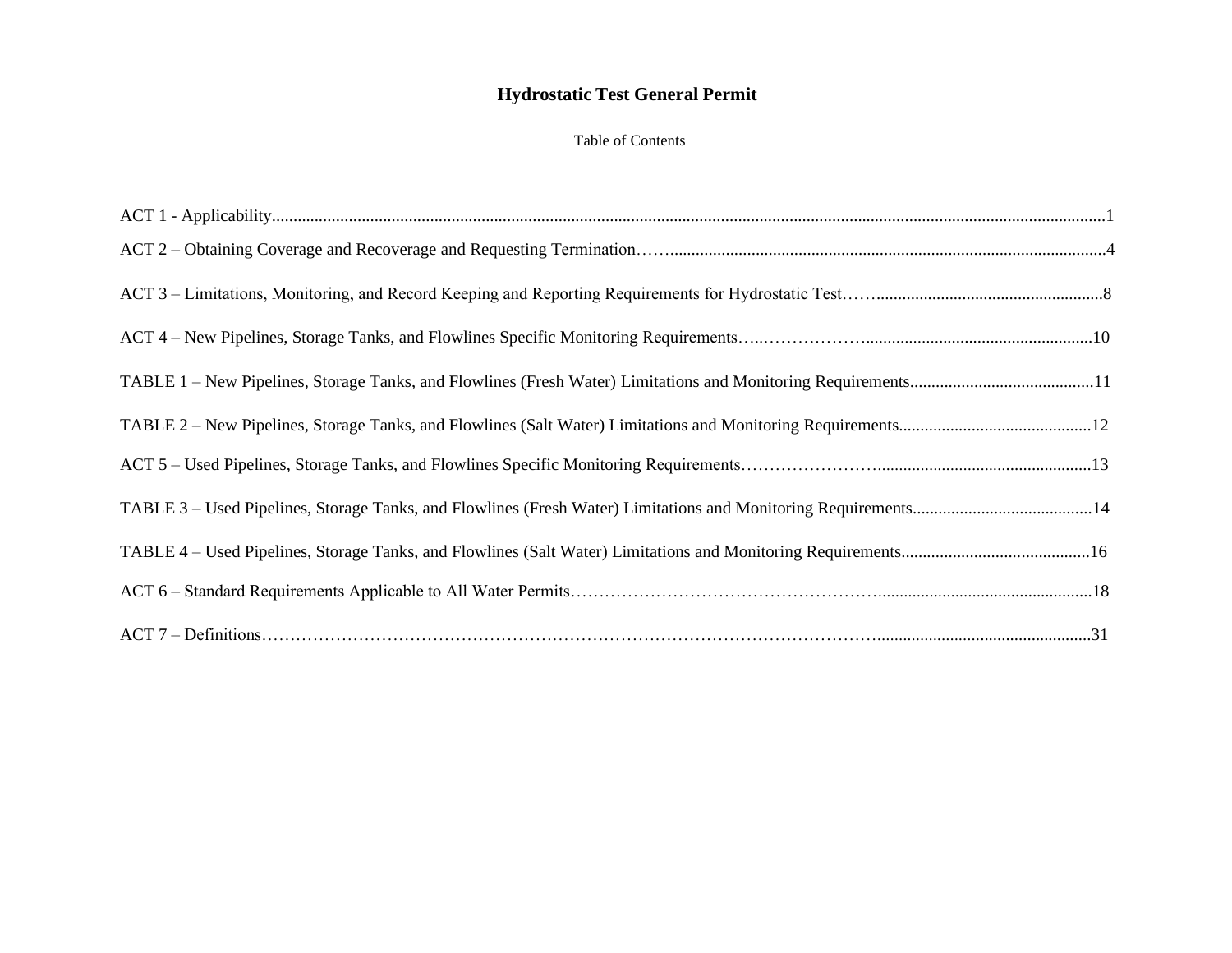# Hydrostatic Test General Permit

Table of Contents

ACT 1 - Applicability....................................................................................................................................................................................1

ACT 2 – Obtaining Coverage and Recoverage and Requesting Termination……......................................................................................................4

ACT 3 – Limitations, Monitoring, and Record Keeping and Reporting Requirements for Hydrostatic Test……......................................................8

ACT 4 – New Pipelines, Storage Tanks, and Flowlines Specific Monitoring Requirements…..………………......................................................10

TABLE 1 – New Pipelines, Storage Tanks, and Flowlines (Fresh Water) Limitations and Monitoring Requirements...........................................11

TABLE 2 – New Pipelines, Storage Tanks, and Flowlines (Salt Water) Limitations and Monitoring Requirements.............................................12

ACT 5 – Used Pipelines, Storage Tanks, and Flowlines Specific Monitoring Requirements……………………..................................................13

TABLE 3 – Used Pipelines, Storage Tanks, and Flowlines (Fresh Water) Limitations and Monitoring Requirements..........................................14

TABLE 4 – Used Pipelines, Storage Tanks, and Flowlines (Salt Water) Limitations and Monitoring Requirements............................................16

ACT 6 – Standard Requirements Applicable to All Water Permits……………………………………………….................................................18

ACT 7 – Definitions………………………………………………………………………………………………..................................................31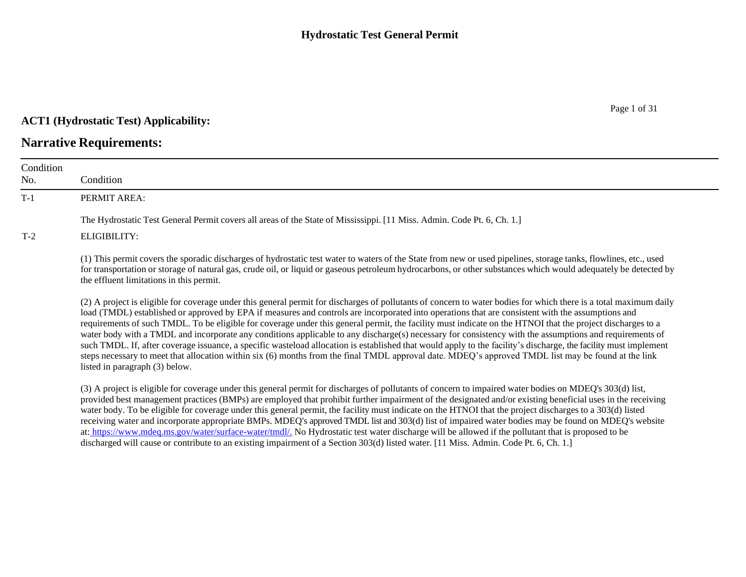# Hydrostatic Test General Permit

## ACT1 (Hydrostatic Test) Applicability:

## Narrative Requirements:

| Condition No. | Condition |
|---|---|
| T-1 | PERMIT AREA:<br><br>The Hydrostatic Test General Permit covers all areas of the State of Mississippi. [11 Miss. Admin. Code Pt. 6, Ch. 1.] |
| T-2 | ELIGIBILITY:<br><br>(1) This permit covers the sporadic discharges of hydrostatic test water to waters of the State from new or used pipelines, storage tanks, flowlines, etc., used for transportation or storage of natural gas, crude oil, or liquid or gaseous petroleum hydrocarbons, or other substances which would adequately be detected by the effluent limitations in this permit.<br><br>(2) A project is eligible for coverage under this general permit for discharges of pollutants of concern to water bodies for which there is a total maximum daily load (TMDL) established or approved by EPA if measures and controls are incorporated into operations that are consistent with the assumptions and requirements of such TMDL. To be eligible for coverage under this general permit, the facility must indicate on the HTNOI that the project discharges to a water body with a TMDL and incorporate any conditions applicable to any discharge(s) necessary for consistency with the assumptions and requirements of such TMDL. If, after coverage issuance, a specific wasteload allocation is established that would apply to the facility's discharge, the facility must implement steps necessary to meet that allocation within six (6) months from the final TMDL approval date. MDEQ's approved TMDL list may be found at the link listed in paragraph (3) below.<br><br>(3) A project is eligible for coverage under this general permit for discharges of pollutants of concern to impaired water bodies on MDEQ's 303(d) list, provided best management practices (BMPs) are employed that prohibit further impairment of the designated and/or existing beneficial uses in the receiving water body. To be eligible for coverage under this general permit, the facility must indicate on the HTNOI that the project discharges to a 303(d) listed receiving water and incorporate appropriate BMPs. MDEQ's approved TMDL list and 303(d) list of impaired water bodies may be found on MDEQ's website at: https://www.mdeq.ms.gov/water/surface-water/tmdl/. No Hydrostatic test water discharge will be allowed if the pollutant that is proposed to be discharged will cause or contribute to an existing impairment of a Section 303(d) listed water. [11 Miss. Admin. Code Pt. 6, Ch. 1.] |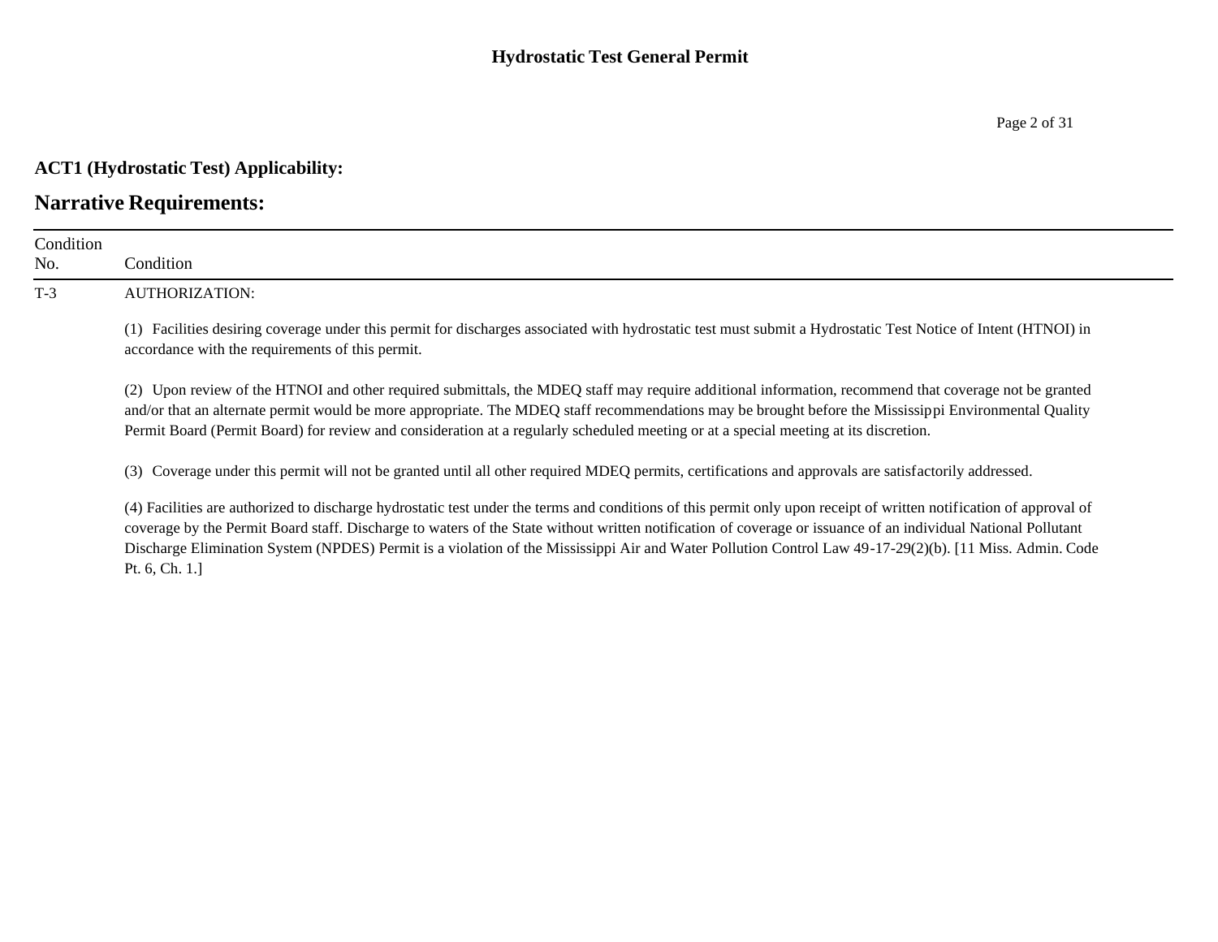## ACT1 (Hydrostatic Test) Applicability:

## Narrative Requirements:

| Condition No. | Condition |
|---|---|
| T-3 | AUTHORIZATION:<br><br>(1) Facilities desiring coverage under this permit for discharges associated with hydrostatic test must submit a Hydrostatic Test Notice of Intent (HTNOI) in accordance with the requirements of this permit.<br><br>(2) Upon review of the HTNOI and other required submittals, the MDEQ staff may require additional information, recommend that coverage not be granted and/or that an alternate permit would be more appropriate. The MDEQ staff recommendations may be brought before the Mississippi Environmental Quality Permit Board (Permit Board) for review and consideration at a regularly scheduled meeting or at a special meeting at its discretion.<br><br>(3) Coverage under this permit will not be granted until all other required MDEQ permits, certifications and approvals are satisfactorily addressed.<br><br>(4) Facilities are authorized to discharge hydrostatic test under the terms and conditions of this permit only upon receipt of written notification of approval of coverage by the Permit Board staff. Discharge to waters of the State without written notification of coverage or issuance of an individual National Pollutant Discharge Elimination System (NPDES) Permit is a violation of the Mississippi Air and Water Pollution Control Law 49-17-29(2)(b). [11 Miss. Admin. Code Pt. 6, Ch. 1.] |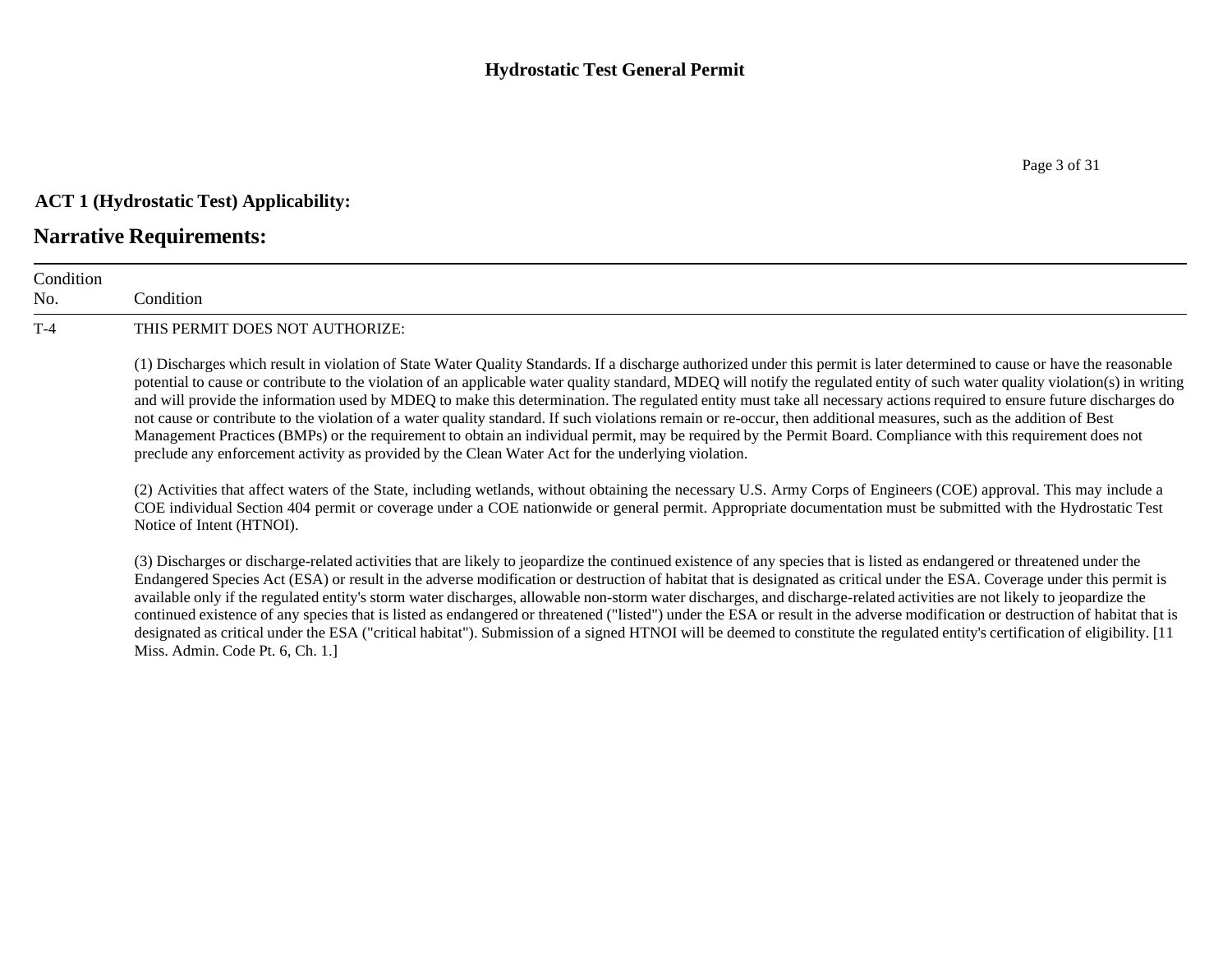**ACT 1 (Hydrostatic Test) Applicability:**

## Narrative Requirements:

| Condition No. | Condition |
|---|---|
| T-4 | THIS PERMIT DOES NOT AUTHORIZE:<br><br>(1) Discharges which result in violation of State Water Quality Standards. If a discharge authorized under this permit is later determined to cause or have the reasonable potential to cause or contribute to the violation of an applicable water quality standard, MDEQ will notify the regulated entity of such water quality violation(s) in writing and will provide the information used by MDEQ to make this determination. The regulated entity must take all necessary actions required to ensure future discharges do not cause or contribute to the violation of a water quality standard. If such violations remain or re-occur, then additional measures, such as the addition of Best Management Practices (BMPs) or the requirement to obtain an individual permit, may be required by the Permit Board. Compliance with this requirement does not preclude any enforcement activity as provided by the Clean Water Act for the underlying violation.<br><br>(2) Activities that affect waters of the State, including wetlands, without obtaining the necessary U.S. Army Corps of Engineers (COE) approval. This may include a COE individual Section 404 permit or coverage under a COE nationwide or general permit. Appropriate documentation must be submitted with the Hydrostatic Test Notice of Intent (HTNOI).<br><br>(3) Discharges or discharge-related activities that are likely to jeopardize the continued existence of any species that is listed as endangered or threatened under the Endangered Species Act (ESA) or result in the adverse modification or destruction of habitat that is designated as critical under the ESA. Coverage under this permit is available only if the regulated entity's storm water discharges, allowable non-storm water discharges, and discharge-related activities are not likely to jeopardize the continued existence of any species that is listed as endangered or threatened ("listed") under the ESA or result in the adverse modification or destruction of habitat that is designated as critical under the ESA ("critical habitat"). Submission of a signed HTNOI will be deemed to constitute the regulated entity's certification of eligibility. [11 Miss. Admin. Code Pt. 6, Ch. 1.] |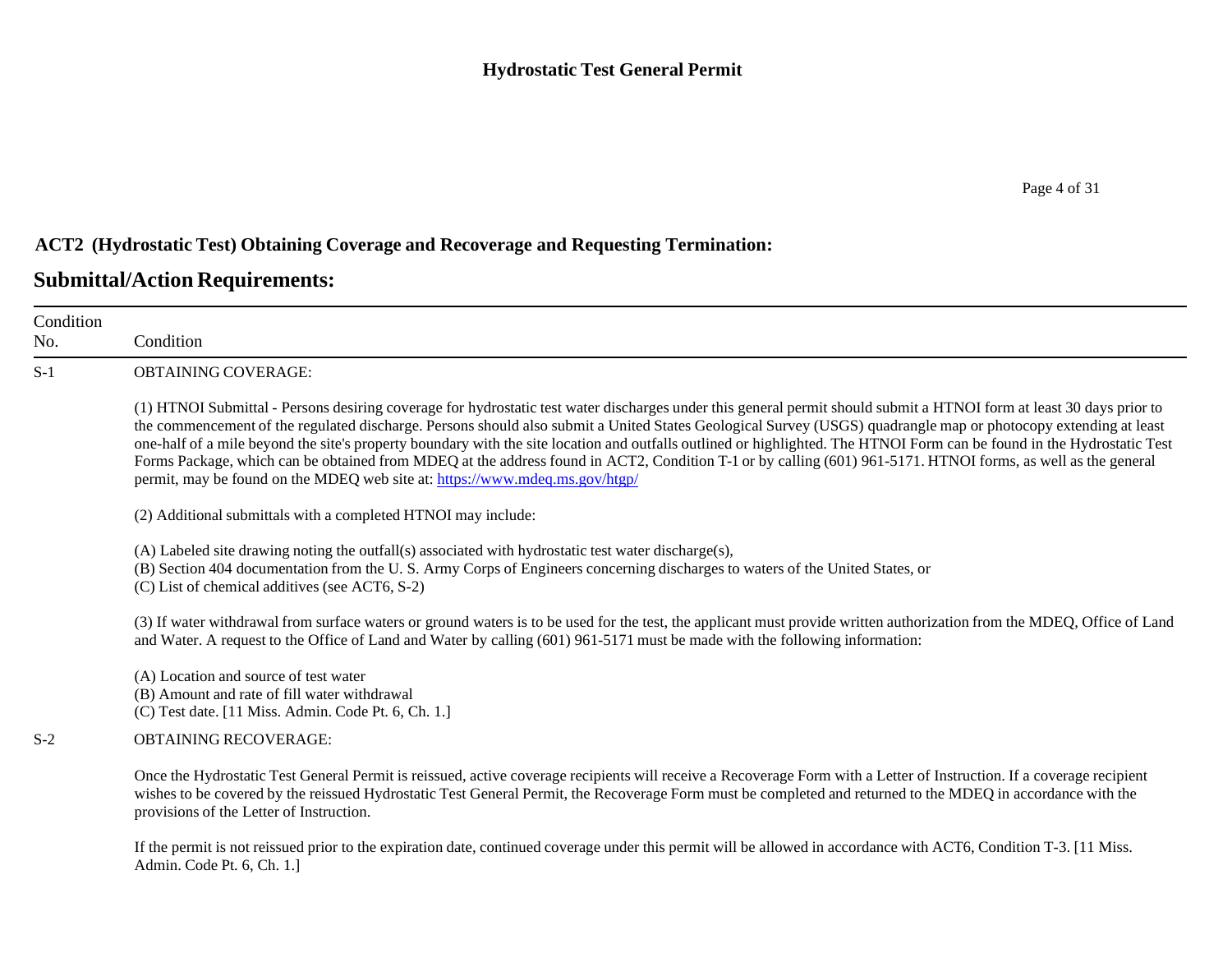## ACT2 (Hydrostatic Test) Obtaining Coverage and Recoverage and Requesting Termination:

## Submittal/Action Requirements:

| Condition No. | Condition |
|---|---|
| S-1 | OBTAINING COVERAGE:<br><br>(1) HTNOI Submittal - Persons desiring coverage for hydrostatic test water discharges under this general permit should submit a HTNOI form at least 30 days prior to the commencement of the regulated discharge. Persons should also submit a United States Geological Survey (USGS) quadrangle map or photocopy extending at least one-half of a mile beyond the site's property boundary with the site location and outfalls outlined or highlighted. The HTNOI Form can be found in the Hydrostatic Test Forms Package, which can be obtained from MDEQ at the address found in ACT2, Condition T-1 or by calling (601) 961-5171. HTNOI forms, as well as the general permit, may be found on the MDEQ web site at: https://www.mdeq.ms.gov/htgp/<br><br>(2) Additional submittals with a completed HTNOI may include:<br><br>(A) Labeled site drawing noting the outfall(s) associated with hydrostatic test water discharge(s),<br>(B) Section 404 documentation from the U. S. Army Corps of Engineers concerning discharges to waters of the United States, or<br>(C) List of chemical additives (see ACT6, S-2)<br><br>(3) If water withdrawal from surface waters or ground waters is to be used for the test, the applicant must provide written authorization from the MDEQ, Office of Land and Water. A request to the Office of Land and Water by calling (601) 961-5171 must be made with the following information:<br><br>(A) Location and source of test water<br>(B) Amount and rate of fill water withdrawal<br>(C) Test date. [11 Miss. Admin. Code Pt. 6, Ch. 1.] |
| S-2 | OBTAINING RECOVERAGE:<br><br>Once the Hydrostatic Test General Permit is reissued, active coverage recipients will receive a Recoverage Form with a Letter of Instruction. If a coverage recipient wishes to be covered by the reissued Hydrostatic Test General Permit, the Recoverage Form must be completed and returned to the MDEQ in accordance with the provisions of the Letter of Instruction.<br><br>If the permit is not reissued prior to the expiration date, continued coverage under this permit will be allowed in accordance with ACT6, Condition T-3. [11 Miss. Admin. Code Pt. 6, Ch. 1.] |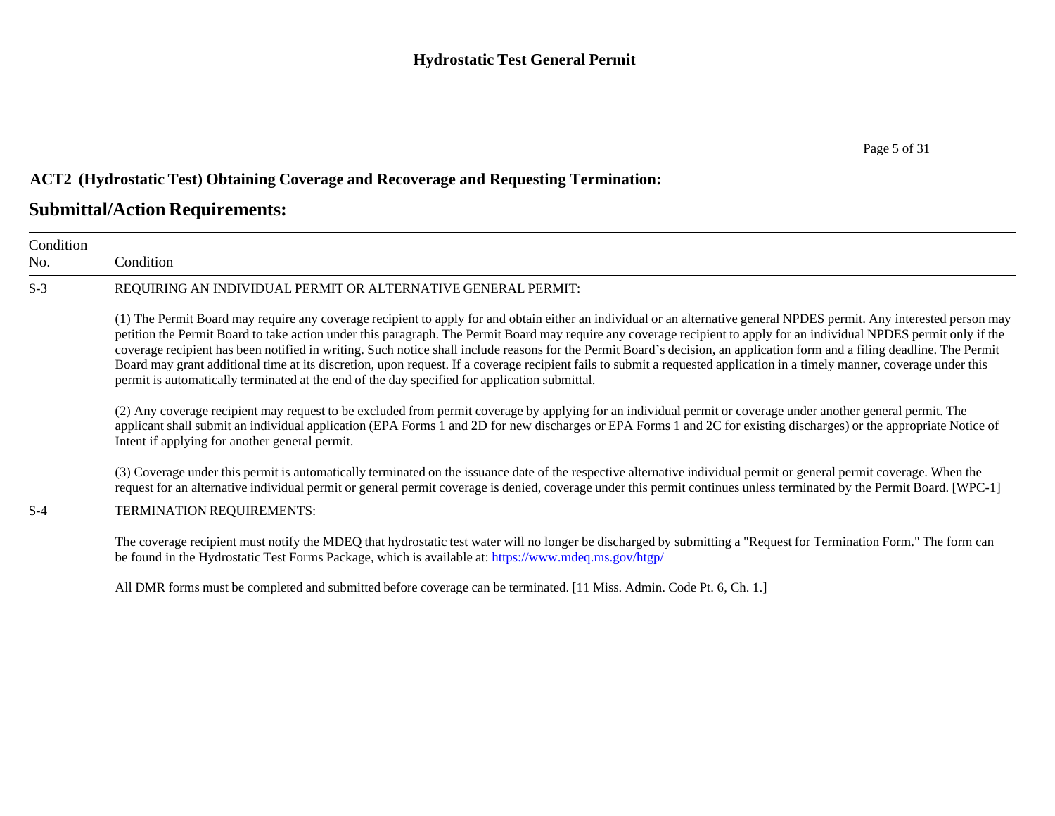## ACT2 (Hydrostatic Test) Obtaining Coverage and Recoverage and Requesting Termination:

## Submittal/Action Requirements:

| Condition No. | Condition |
|---|---|
| S-3 | REQUIRING AN INDIVIDUAL PERMIT OR ALTERNATIVE GENERAL PERMIT:<br><br>(1) The Permit Board may require any coverage recipient to apply for and obtain either an individual or an alternative general NPDES permit. Any interested person may petition the Permit Board to take action under this paragraph. The Permit Board may require any coverage recipient to apply for an individual NPDES permit only if the coverage recipient has been notified in writing. Such notice shall include reasons for the Permit Board's decision, an application form and a filing deadline. The Permit Board may grant additional time at its discretion, upon request. If a coverage recipient fails to submit a requested application in a timely manner, coverage under this permit is automatically terminated at the end of the day specified for application submittal.<br><br>(2) Any coverage recipient may request to be excluded from permit coverage by applying for an individual permit or coverage under another general permit. The applicant shall submit an individual application (EPA Forms 1 and 2D for new discharges or EPA Forms 1 and 2C for existing discharges) or the appropriate Notice of Intent if applying for another general permit.<br><br>(3) Coverage under this permit is automatically terminated on the issuance date of the respective alternative individual permit or general permit coverage. When the request for an alternative individual permit or general permit coverage is denied, coverage under this permit continues unless terminated by the Permit Board. [WPC-1] |
| S-4 | TERMINATION REQUIREMENTS:<br><br>The coverage recipient must notify the MDEQ that hydrostatic test water will no longer be discharged by submitting a "Request for Termination Form." The form can be found in the Hydrostatic Test Forms Package, which is available at: https://www.mdeq.ms.gov/htgp/<br><br>All DMR forms must be completed and submitted before coverage can be terminated. [11 Miss. Admin. Code Pt. 6, Ch. 1.] |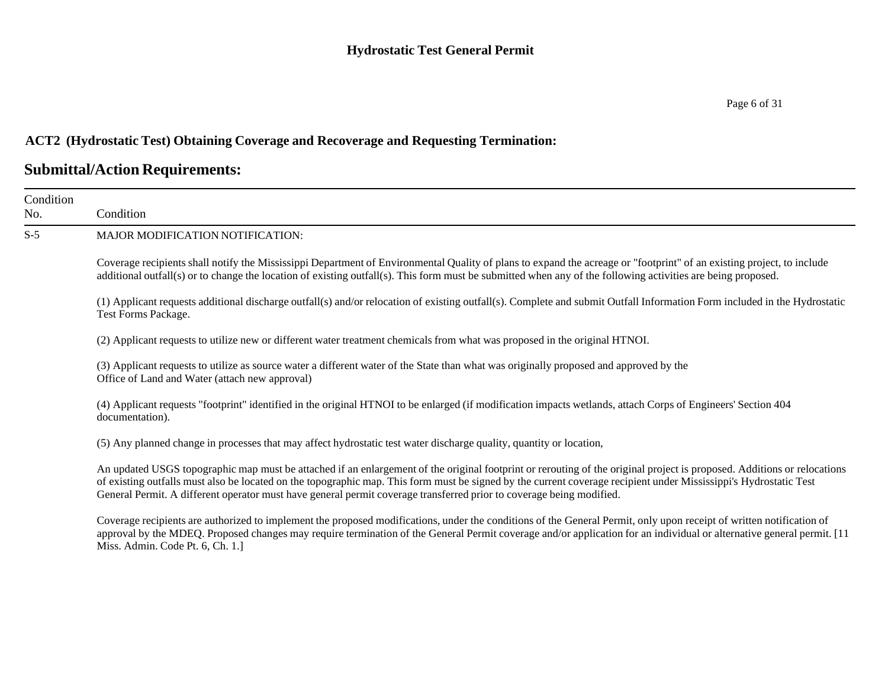## ACT2 (Hydrostatic Test) Obtaining Coverage and Recoverage and Requesting Termination:

## Submittal/Action Requirements:

| Condition No. | Condition |
|---|---|
| S-5 | MAJOR MODIFICATION NOTIFICATION:<br><br>Coverage recipients shall notify the Mississippi Department of Environmental Quality of plans to expand the acreage or "footprint" of an existing project, to include additional outfall(s) or to change the location of existing outfall(s). This form must be submitted when any of the following activities are being proposed.<br><br>(1) Applicant requests additional discharge outfall(s) and/or relocation of existing outfall(s). Complete and submit Outfall Information Form included in the Hydrostatic Test Forms Package.<br><br>(2) Applicant requests to utilize new or different water treatment chemicals from what was proposed in the original HTNOI.<br><br>(3) Applicant requests to utilize as source water a different water of the State than what was originally proposed and approved by the Office of Land and Water (attach new approval)<br><br>(4) Applicant requests "footprint" identified in the original HTNOI to be enlarged (if modification impacts wetlands, attach Corps of Engineers' Section 404 documentation).<br><br>(5) Any planned change in processes that may affect hydrostatic test water discharge quality, quantity or location,<br><br>An updated USGS topographic map must be attached if an enlargement of the original footprint or rerouting of the original project is proposed. Additions or relocations of existing outfalls must also be located on the topographic map. This form must be signed by the current coverage recipient under Mississippi's Hydrostatic Test General Permit. A different operator must have general permit coverage transferred prior to coverage being modified.<br><br>Coverage recipients are authorized to implement the proposed modifications, under the conditions of the General Permit, only upon receipt of written notification of approval by the MDEQ. Proposed changes may require termination of the General Permit coverage and/or application for an individual or alternative general permit. [11 Miss. Admin. Code Pt. 6, Ch. 1.] |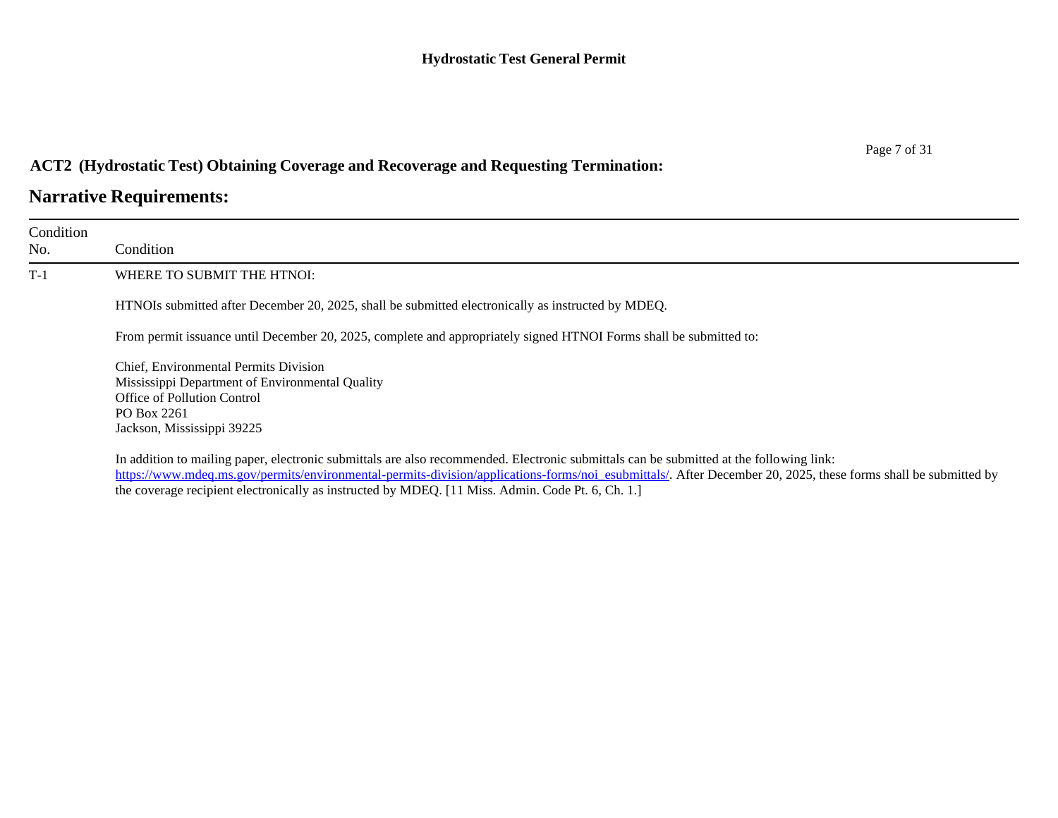## ACT2 (Hydrostatic Test) Obtaining Coverage and Recoverage and Requesting Termination:

# Narrative Requirements:

| Condition No. | Condition |
|---|---|
| T-1 | WHERE TO SUBMIT THE HTNOI:<br><br>HTNOIs submitted after December 20, 2025, shall be submitted electronically as instructed by MDEQ.<br><br>From permit issuance until December 20, 2025, complete and appropriately signed HTNOI Forms shall be submitted to:<br><br>Chief, Environmental Permits Division<br>Mississippi Department of Environmental Quality<br>Office of Pollution Control<br>PO Box 2261<br>Jackson, Mississippi 39225<br><br>In addition to mailing paper, electronic submittals are also recommended. Electronic submittals can be submitted at the following link: https://www.mdeq.ms.gov/permits/environmental-permits-division/applications-forms/noi_esubmittals/. After December 20, 2025, these forms shall be submitted by the coverage recipient electronically as instructed by MDEQ. [11 Miss. Admin. Code Pt. 6, Ch. 1.] |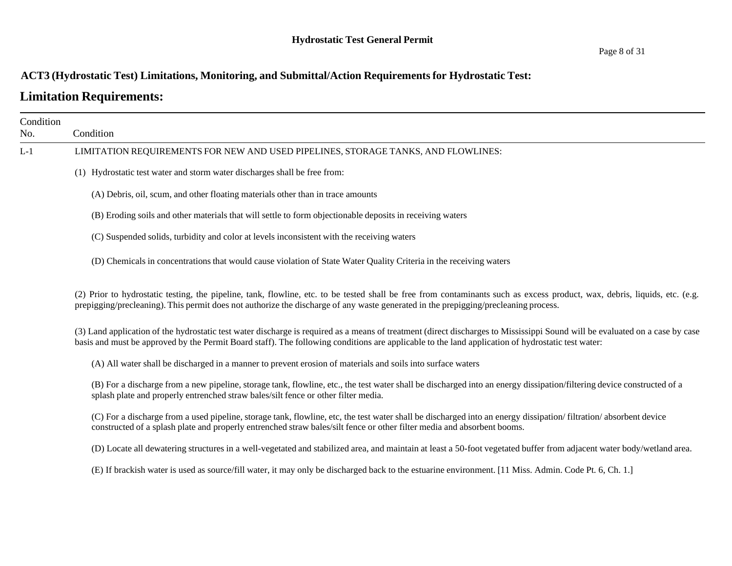## ACT3 (Hydrostatic Test) Limitations, Monitoring, and Submittal/Action Requirements for Hydrostatic Test:

## Limitation Requirements:

| Condition No. | Condition |
|---|---|
| L-1 | LIMITATION REQUIREMENTS FOR NEW AND USED PIPELINES, STORAGE TANKS, AND FLOWLINES: |

(1) Hydrostatic test water and storm water discharges shall be free from:

(A) Debris, oil, scum, and other floating materials other than in trace amounts

(B) Eroding soils and other materials that will settle to form objectionable deposits in receiving waters

(C) Suspended solids, turbidity and color at levels inconsistent with the receiving waters

(D) Chemicals in concentrations that would cause violation of State Water Quality Criteria in the receiving waters

(2) Prior to hydrostatic testing, the pipeline, tank, flowline, etc. to be tested shall be free from contaminants such as excess product, wax, debris, liquids, etc. (e.g. prepigging/precleaning). This permit does not authorize the discharge of any waste generated in the prepigging/precleaning process.

(3) Land application of the hydrostatic test water discharge is required as a means of treatment (direct discharges to Mississippi Sound will be evaluated on a case by case basis and must be approved by the Permit Board staff). The following conditions are applicable to the land application of hydrostatic test water:

(A) All water shall be discharged in a manner to prevent erosion of materials and soils into surface waters

(B) For a discharge from a new pipeline, storage tank, flowline, etc., the test water shall be discharged into an energy dissipation/filtering device constructed of a splash plate and properly entrenched straw bales/silt fence or other filter media.

(C) For a discharge from a used pipeline, storage tank, flowline, etc, the test water shall be discharged into an energy dissipation/ filtration/ absorbent device constructed of a splash plate and properly entrenched straw bales/silt fence or other filter media and absorbent booms.

(D) Locate all dewatering structures in a well-vegetated and stabilized area, and maintain at least a 50-foot vegetated buffer from adjacent water body/wetland area.

(E) If brackish water is used as source/fill water, it may only be discharged back to the estuarine environment. [11 Miss. Admin. Code Pt. 6, Ch. 1.]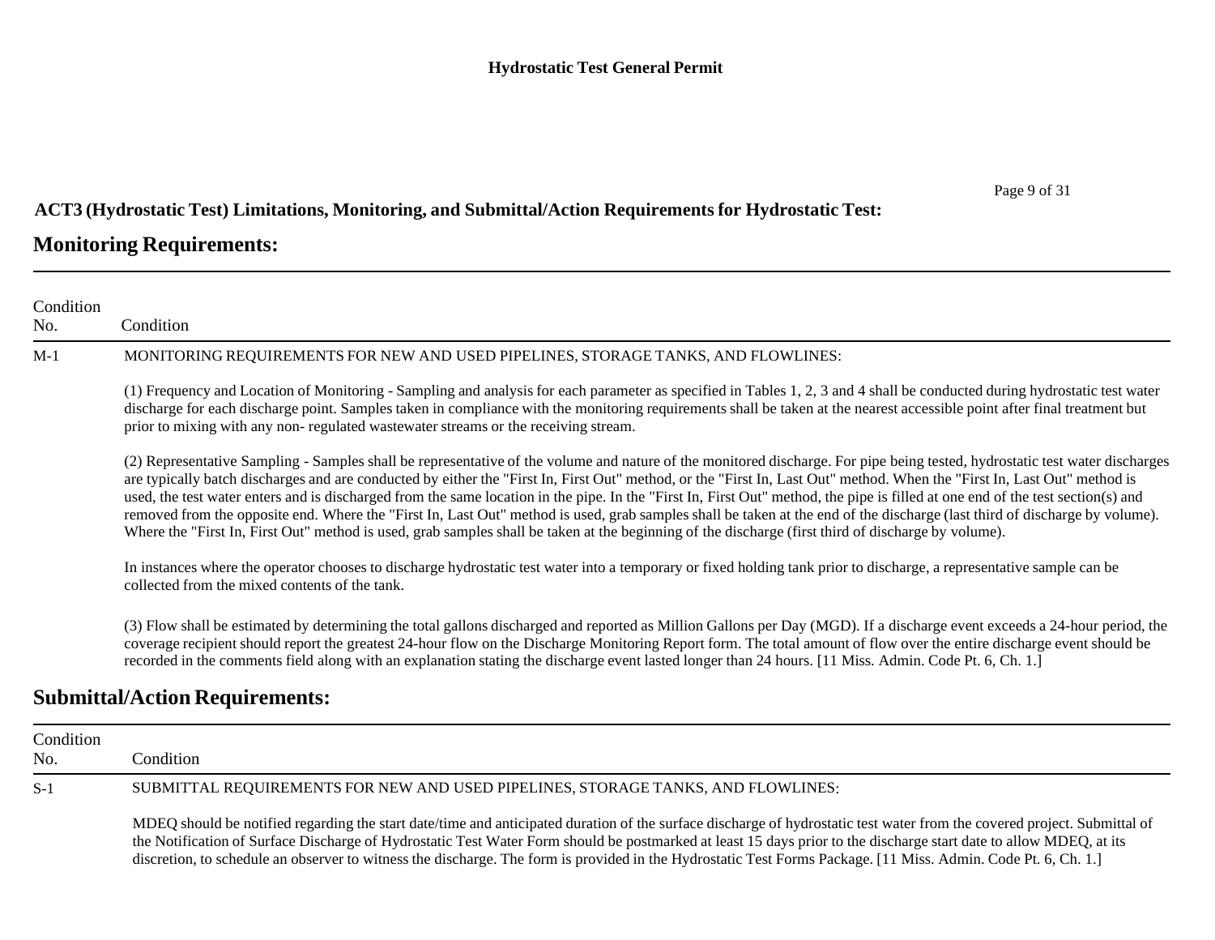**ACT3 (Hydrostatic Test) Limitations, Monitoring, and Submittal/Action Requirements for Hydrostatic Test:**

## Monitoring Requirements:

| Condition No. | Condition |
|---|---|
| M-1 | MONITORING REQUIREMENTS FOR NEW AND USED PIPELINES, STORAGE TANKS, AND FLOWLINES:<br><br>(1) Frequency and Location of Monitoring - Sampling and analysis for each parameter as specified in Tables 1, 2, 3 and 4 shall be conducted during hydrostatic test water discharge for each discharge point. Samples taken in compliance with the monitoring requirements shall be taken at the nearest accessible point after final treatment but prior to mixing with any non- regulated wastewater streams or the receiving stream.<br><br>(2) Representative Sampling - Samples shall be representative of the volume and nature of the monitored discharge. For pipe being tested, hydrostatic test water discharges are typically batch discharges and are conducted by either the "First In, First Out" method, or the "First In, Last Out" method. When the "First In, Last Out" method is used, the test water enters and is discharged from the same location in the pipe. In the "First In, First Out" method, the pipe is filled at one end of the test section(s) and removed from the opposite end. Where the "First In, Last Out" method is used, grab samples shall be taken at the end of the discharge (last third of discharge by volume). Where the "First In, First Out" method is used, grab samples shall be taken at the beginning of the discharge (first third of discharge by volume).<br><br>In instances where the operator chooses to discharge hydrostatic test water into a temporary or fixed holding tank prior to discharge, a representative sample can be collected from the mixed contents of the tank.<br><br>(3) Flow shall be estimated by determining the total gallons discharged and reported as Million Gallons per Day (MGD). If a discharge event exceeds a 24-hour period, the coverage recipient should report the greatest 24-hour flow on the Discharge Monitoring Report form. The total amount of flow over the entire discharge event should be recorded in the comments field along with an explanation stating the discharge event lasted longer than 24 hours. [11 Miss. Admin. Code Pt. 6, Ch. 1.] |

## Submittal/Action Requirements:

| Condition No. | Condition |
|---|---|
| S-1 | SUBMITTAL REQUIREMENTS FOR NEW AND USED PIPELINES, STORAGE TANKS, AND FLOWLINES:<br><br>MDEQ should be notified regarding the start date/time and anticipated duration of the surface discharge of hydrostatic test water from the covered project. Submittal of the Notification of Surface Discharge of Hydrostatic Test Water Form should be postmarked at least 15 days prior to the discharge start date to allow MDEQ, at its discretion, to schedule an observer to witness the discharge. The form is provided in the Hydrostatic Test Forms Package. [11 Miss. Admin. Code Pt. 6, Ch. 1.] |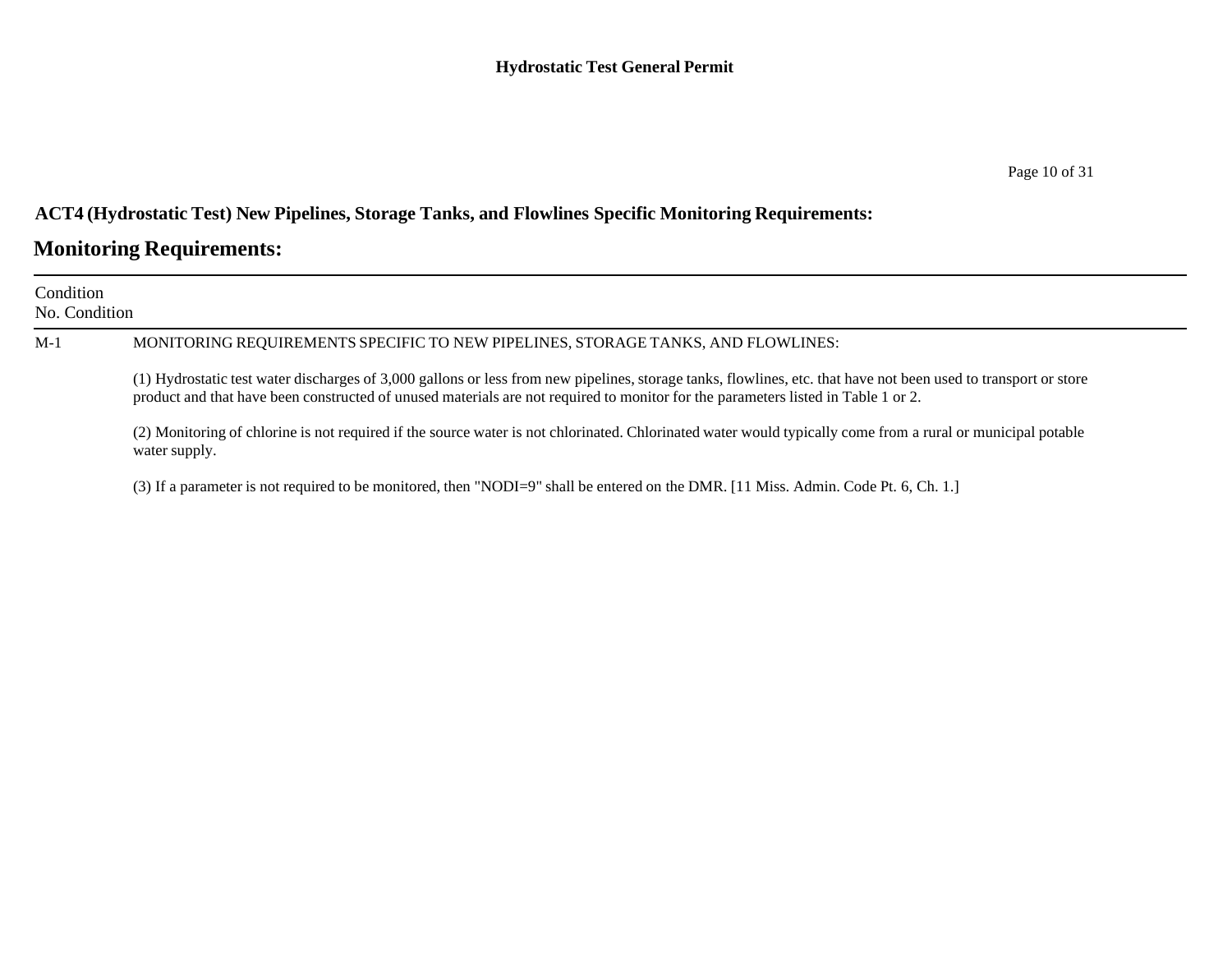## ACT4 (Hydrostatic Test) New Pipelines, Storage Tanks, and Flowlines Specific Monitoring Requirements:

# Monitoring Requirements:

| Condition No. | Condition |
|---|---|
| M-1 | MONITORING REQUIREMENTS SPECIFIC TO NEW PIPELINES, STORAGE TANKS, AND FLOWLINES:<br><br>(1) Hydrostatic test water discharges of 3,000 gallons or less from new pipelines, storage tanks, flowlines, etc. that have not been used to transport or store product and that have been constructed of unused materials are not required to monitor for the parameters listed in Table 1 or 2.<br><br>(2) Monitoring of chlorine is not required if the source water is not chlorinated. Chlorinated water would typically come from a rural or municipal potable water supply.<br><br>(3) If a parameter is not required to be monitored, then "NODI=9" shall be entered on the DMR. [11 Miss. Admin. Code Pt. 6, Ch. 1.] |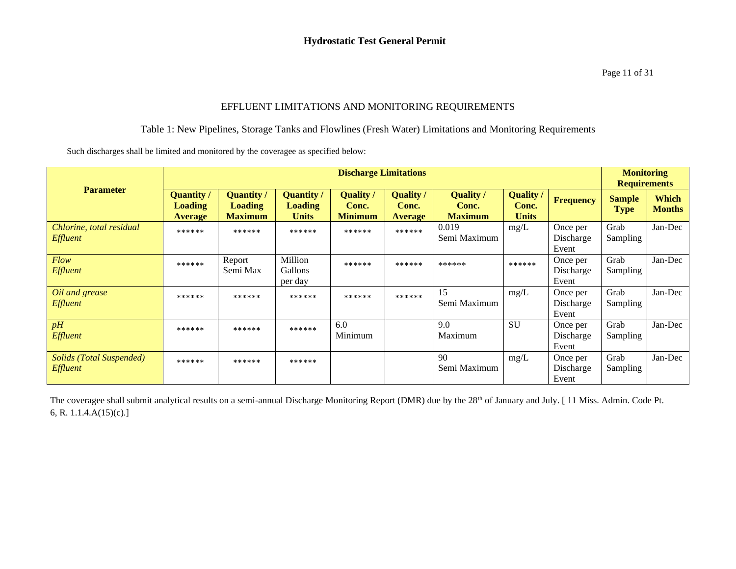## EFFLUENT LIMITATIONS AND MONITORING REQUIREMENTS

### Table 1: New Pipelines, Storage Tanks and Flowlines (Fresh Water) Limitations and Monitoring Requirements

Such discharges shall be limited and monitored by the coveragee as specified below:

| **Parameter** | **Discharge Limitations** | | | | | | | | **Monitoring Requirements** | |
|---|---|---|---|---|---|---|---|---|---|---|
| | **Quantity / Loading Average** | **Quantity / Loading Maximum** | **Quantity / Loading Units** | **Quality / Conc. Minimum** | **Quality / Conc. Average** | **Quality / Conc. Maximum** | **Quality / Conc. Units** | **Frequency** | **Sample Type** | **Which Months** |
| *Chlorine, total residual Effluent* | ****** | ****** | ****** | ****** | ****** | 0.019 Semi Maximum | mg/L | Once per Discharge Event | Grab Sampling | Jan-Dec |
| *Flow Effluent* | ****** | Report Semi Max | Million Gallons per day | ****** | ****** | ****** | ****** | Once per Discharge Event | Grab Sampling | Jan-Dec |
| *Oil and grease Effluent* | ****** | ****** | ****** | ****** | ****** | 15 Semi Maximum | mg/L | Once per Discharge Event | Grab Sampling | Jan-Dec |
| *pH Effluent* | ****** | ****** | ****** | 6.0 Minimum | | 9.0 Maximum | SU | Once per Discharge Event | Grab Sampling | Jan-Dec |
| *Solids (Total Suspended) Effluent* | ****** | ****** | ****** | | | 90 Semi Maximum | mg/L | Once per Discharge Event | Grab Sampling | Jan-Dec |

The coveragee shall submit analytical results on a semi-annual Discharge Monitoring Report (DMR) due by the 28th of January and July. [ 11 Miss. Admin. Code Pt. 6, R. 1.1.4.A(15)(c).]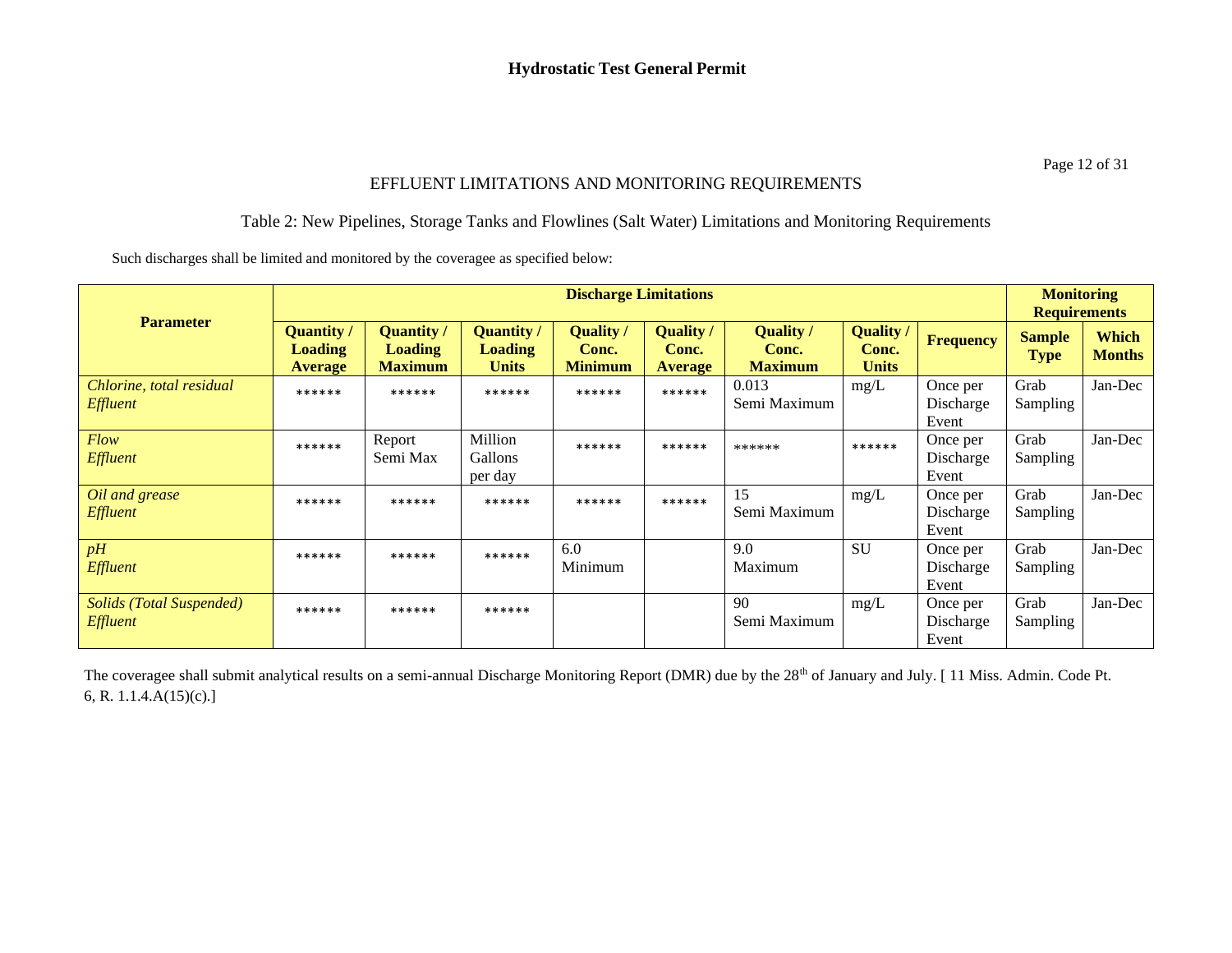## EFFLUENT LIMITATIONS AND MONITORING REQUIREMENTS

### Table 2: New Pipelines, Storage Tanks and Flowlines (Salt Water) Limitations and Monitoring Requirements

Such discharges shall be limited and monitored by the coveragee as specified below:

| Parameter | Discharge Limitations | | | | | | | | Monitoring Requirements | |
|---|---|---|---|---|---|---|---|---|---|---|
| | **Quantity / Loading Average** | **Quantity / Loading Maximum** | **Quantity / Loading Units** | **Quality / Conc. Minimum** | **Quality / Conc. Average** | **Quality / Conc. Maximum** | **Quality / Conc. Units** | **Frequency** | **Sample Type** | **Which Months** |
| *Chlorine, total residual Effluent* | ****** | ****** | ****** | ****** | ****** | 0.013 Semi Maximum | mg/L | Once per Discharge Event | Grab Sampling | Jan-Dec |
| *Flow Effluent* | ****** | Report Semi Max | Million Gallons per day | ****** | ****** | ****** | ****** | Once per Discharge Event | Grab Sampling | Jan-Dec |
| *Oil and grease Effluent* | ****** | ****** | ****** | ****** | ****** | 15 Semi Maximum | mg/L | Once per Discharge Event | Grab Sampling | Jan-Dec |
| *pH Effluent* | ****** | ****** | ****** | 6.0 Minimum | | 9.0 Maximum | SU | Once per Discharge Event | Grab Sampling | Jan-Dec |
| *Solids (Total Suspended) Effluent* | ****** | ****** | ****** | | | 90 Semi Maximum | mg/L | Once per Discharge Event | Grab Sampling | Jan-Dec |

The coveragee shall submit analytical results on a semi-annual Discharge Monitoring Report (DMR) due by the 28th of January and July. [ 11 Miss. Admin. Code Pt. 6, R. 1.1.4.A(15)(c).]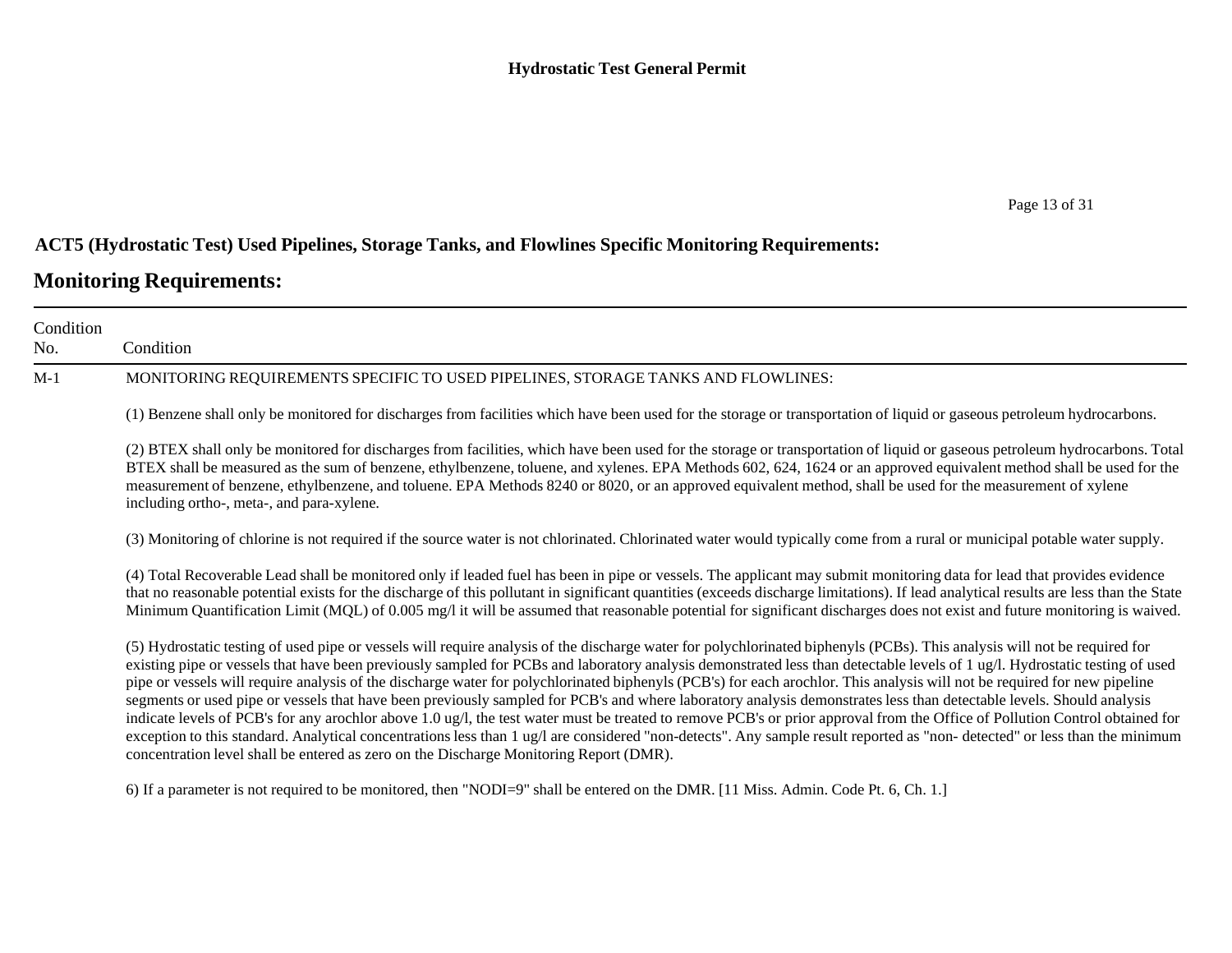## ACT5 (Hydrostatic Test) Used Pipelines, Storage Tanks, and Flowlines Specific Monitoring Requirements:

# Monitoring Requirements:

| Condition No. | Condition |
|---|---|
| M-1 | MONITORING REQUIREMENTS SPECIFIC TO USED PIPELINES, STORAGE TANKS AND FLOWLINES:<br><br>(1) Benzene shall only be monitored for discharges from facilities which have been used for the storage or transportation of liquid or gaseous petroleum hydrocarbons.<br><br>(2) BTEX shall only be monitored for discharges from facilities, which have been used for the storage or transportation of liquid or gaseous petroleum hydrocarbons. Total BTEX shall be measured as the sum of benzene, ethylbenzene, toluene, and xylenes. EPA Methods 602, 624, 1624 or an approved equivalent method shall be used for the measurement of benzene, ethylbenzene, and toluene. EPA Methods 8240 or 8020, or an approved equivalent method, shall be used for the measurement of xylene including ortho-, meta-, and para-xylene.<br><br>(3) Monitoring of chlorine is not required if the source water is not chlorinated. Chlorinated water would typically come from a rural or municipal potable water supply.<br><br>(4) Total Recoverable Lead shall be monitored only if leaded fuel has been in pipe or vessels. The applicant may submit monitoring data for lead that provides evidence that no reasonable potential exists for the discharge of this pollutant in significant quantities (exceeds discharge limitations). If lead analytical results are less than the State Minimum Quantification Limit (MQL) of 0.005 mg/l it will be assumed that reasonable potential for significant discharges does not exist and future monitoring is waived.<br><br>(5) Hydrostatic testing of used pipe or vessels will require analysis of the discharge water for polychlorinated biphenyls (PCBs). This analysis will not be required for existing pipe or vessels that have been previously sampled for PCBs and laboratory analysis demonstrated less than detectable levels of 1 ug/l. Hydrostatic testing of used pipe or vessels will require analysis of the discharge water for polychlorinated biphenyls (PCB's) for each arochlor. This analysis will not be required for new pipeline segments or used pipe or vessels that have been previously sampled for PCB's and where laboratory analysis demonstrates less than detectable levels. Should analysis indicate levels of PCB's for any arochlor above 1.0 ug/l, the test water must be treated to remove PCB's or prior approval from the Office of Pollution Control obtained for exception to this standard. Analytical concentrations less than 1 ug/l are considered "non-detects". Any sample result reported as "non- detected" or less than the minimum concentration level shall be entered as zero on the Discharge Monitoring Report (DMR).<br><br>6) If a parameter is not required to be monitored, then "NODI=9" shall be entered on the DMR. [11 Miss. Admin. Code Pt. 6, Ch. 1.] |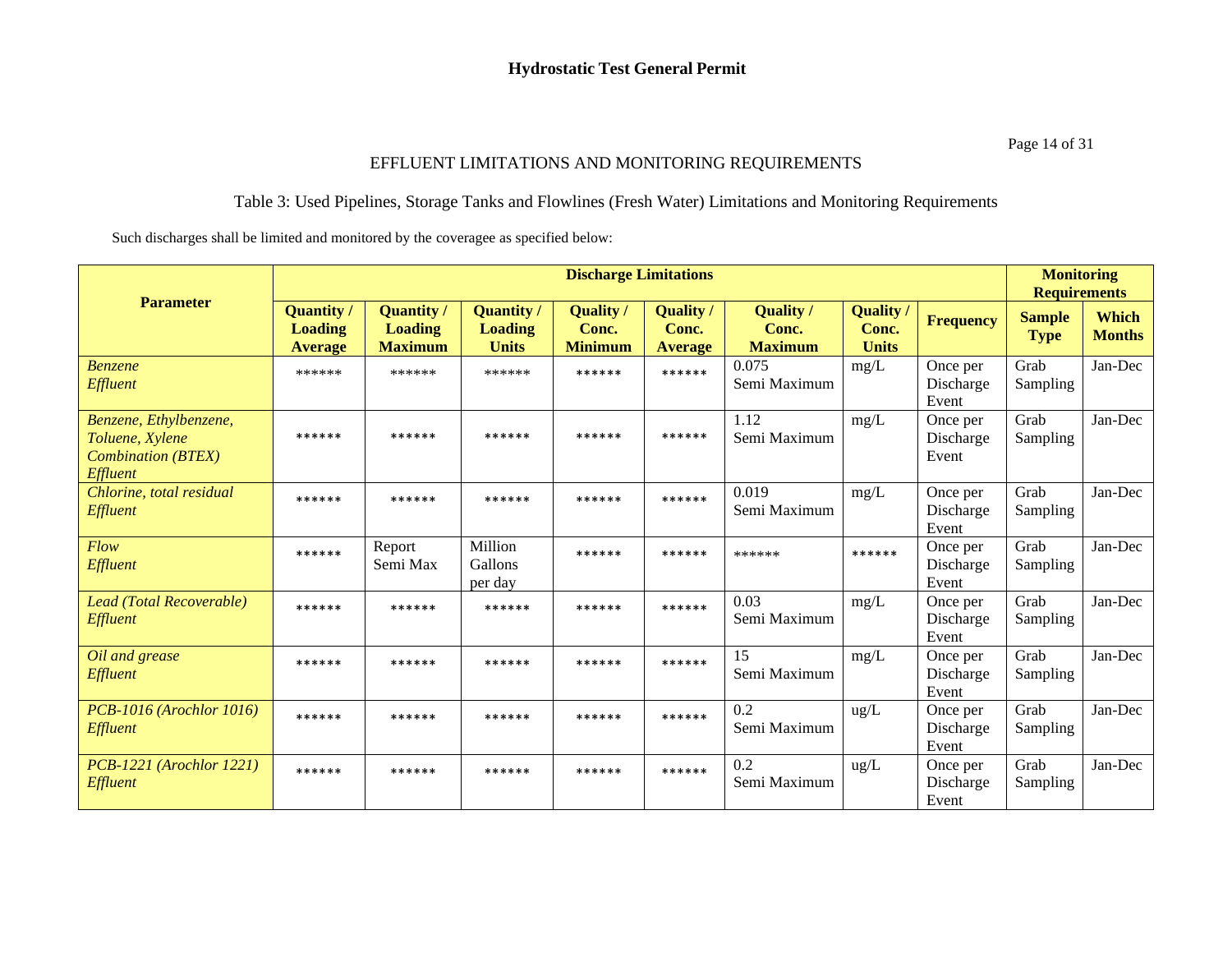EFFLUENT LIMITATIONS AND MONITORING REQUIREMENTS

Table 3: Used Pipelines, Storage Tanks and Flowlines (Fresh Water) Limitations and Monitoring Requirements

Such discharges shall be limited and monitored by the coveragee as specified below:

| Parameter | Discharge Limitations | | | | | | | | Monitoring Requirements | |
|---|---|---|---|---|---|---|---|---|---|---|
| | **Quantity / Loading Average** | **Quantity / Loading Maximum** | **Quantity / Loading Units** | **Quality / Conc. Minimum** | **Quality / Conc. Average** | **Quality / Conc. Maximum** | **Quality / Conc. Units** | **Frequency** | **Sample Type** | **Which Months** |
| *Benzene Effluent* | ****** | ****** | ****** | ****** | ****** | 0.075 Semi Maximum | mg/L | Once per Discharge Event | Grab Sampling | Jan-Dec |
| *Benzene, Ethylbenzene, Toluene, Xylene Combination (BTEX) Effluent* | ****** | ****** | ****** | ****** | ****** | 1.12 Semi Maximum | mg/L | Once per Discharge Event | Grab Sampling | Jan-Dec |
| *Chlorine, total residual Effluent* | ****** | ****** | ****** | ****** | ****** | 0.019 Semi Maximum | mg/L | Once per Discharge Event | Grab Sampling | Jan-Dec |
| *Flow Effluent* | ****** | Report Semi Max | Million Gallons per day | ****** | ****** | ****** | ****** | Once per Discharge Event | Grab Sampling | Jan-Dec |
| *Lead (Total Recoverable) Effluent* | ****** | ****** | ****** | ****** | ****** | 0.03 Semi Maximum | mg/L | Once per Discharge Event | Grab Sampling | Jan-Dec |
| *Oil and grease Effluent* | ****** | ****** | ****** | ****** | ****** | 15 Semi Maximum | mg/L | Once per Discharge Event | Grab Sampling | Jan-Dec |
| *PCB-1016 (Arochlor 1016) Effluent* | ****** | ****** | ****** | ****** | ****** | 0.2 Semi Maximum | ug/L | Once per Discharge Event | Grab Sampling | Jan-Dec |
| *PCB-1221 (Arochlor 1221) Effluent* | ****** | ****** | ****** | ****** | ****** | 0.2 Semi Maximum | ug/L | Once per Discharge Event | Grab Sampling | Jan-Dec |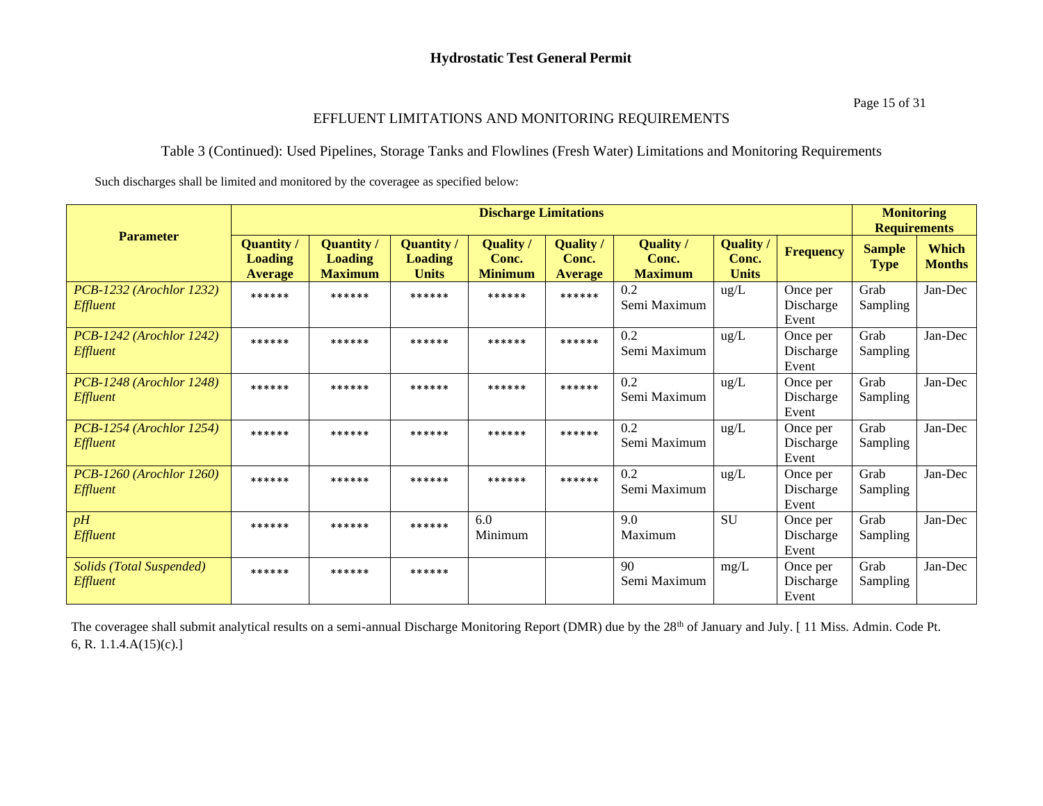## Hydrostatic Test General Permit

EFFLUENT LIMITATIONS AND MONITORING REQUIREMENTS

Table 3 (Continued): Used Pipelines, Storage Tanks and Flowlines (Fresh Water) Limitations and Monitoring Requirements

Such discharges shall be limited and monitored by the coveragee as specified below:

| Parameter | Discharge Limitations | | | | | | | | Monitoring Requirements | |
|---|---|---|---|---|---|---|---|---|---|---|
| | **Quantity / Loading Average** | **Quantity / Loading Maximum** | **Quantity / Loading Units** | **Quality / Conc. Minimum** | **Quality / Conc. Average** | **Quality / Conc. Maximum** | **Quality / Conc. Units** | **Frequency** | **Sample Type** | **Which Months** |
| *PCB-1232 (Arochlor 1232) Effluent* | ****** | ****** | ****** | ****** | ****** | 0.2 Semi Maximum | ug/L | Once per Discharge Event | Grab Sampling | Jan-Dec |
| *PCB-1242 (Arochlor 1242) Effluent* | ****** | ****** | ****** | ****** | ****** | 0.2 Semi Maximum | ug/L | Once per Discharge Event | Grab Sampling | Jan-Dec |
| *PCB-1248 (Arochlor 1248) Effluent* | ****** | ****** | ****** | ****** | ****** | 0.2 Semi Maximum | ug/L | Once per Discharge Event | Grab Sampling | Jan-Dec |
| *PCB-1254 (Arochlor 1254) Effluent* | ****** | ****** | ****** | ****** | ****** | 0.2 Semi Maximum | ug/L | Once per Discharge Event | Grab Sampling | Jan-Dec |
| *PCB-1260 (Arochlor 1260) Effluent* | ****** | ****** | ****** | ****** | ****** | 0.2 Semi Maximum | ug/L | Once per Discharge Event | Grab Sampling | Jan-Dec |
| *pH Effluent* | ****** | ****** | ****** | 6.0 Minimum | | 9.0 Maximum | SU | Once per Discharge Event | Grab Sampling | Jan-Dec |
| *Solids (Total Suspended) Effluent* | ****** | ****** | ****** | | | 90 Semi Maximum | mg/L | Once per Discharge Event | Grab Sampling | Jan-Dec |

The coveragee shall submit analytical results on a semi-annual Discharge Monitoring Report (DMR) due by the 28th of January and July. [ 11 Miss. Admin. Code Pt. 6, R. 1.1.4.A(15)(c).]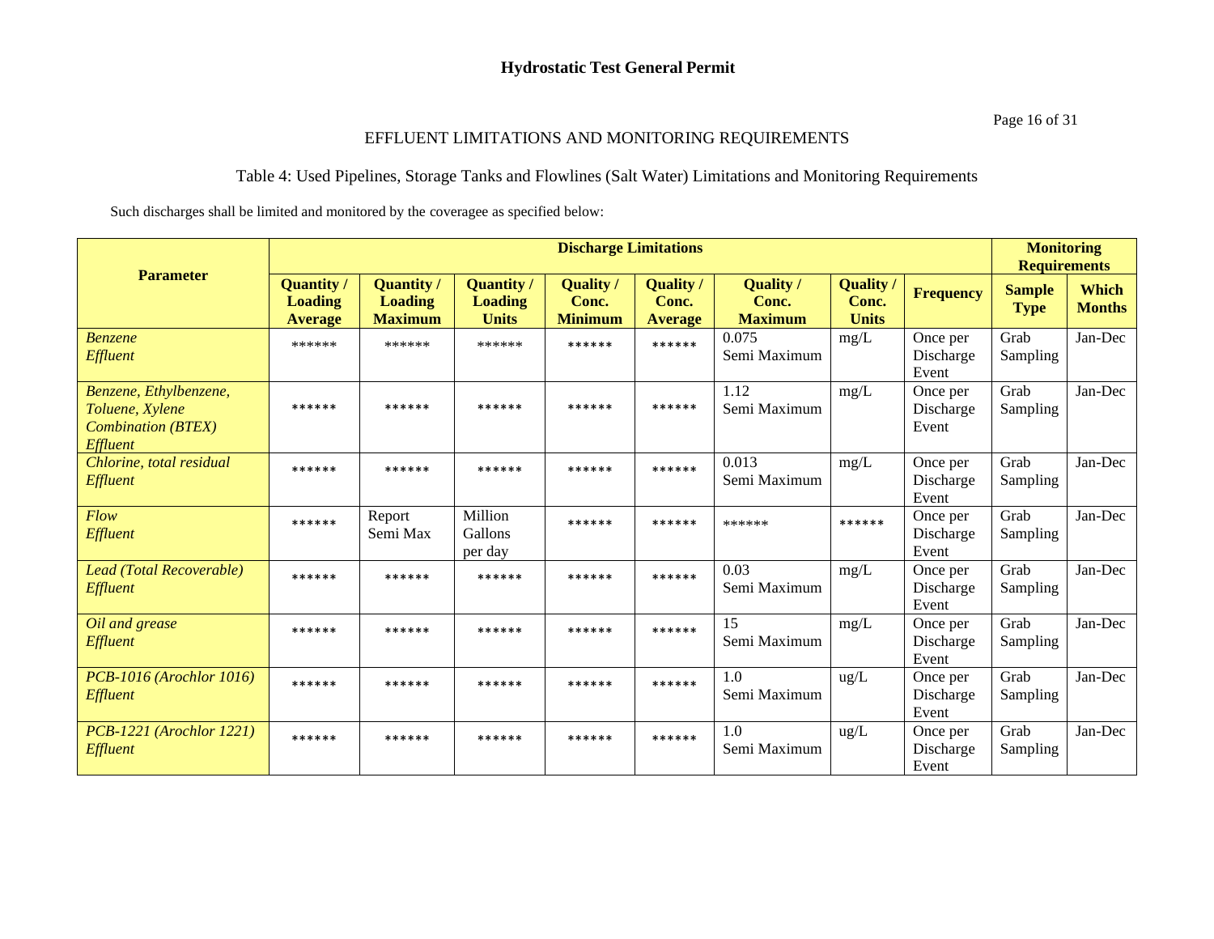# Hydrostatic Test General Permit

## EFFLUENT LIMITATIONS AND MONITORING REQUIREMENTS

### Table 4: Used Pipelines, Storage Tanks and Flowlines (Salt Water) Limitations and Monitoring Requirements

Such discharges shall be limited and monitored by the coveragee as specified below:

| Parameter | Discharge Limitations | | | | | | | | Monitoring Requirements | |
|---|---|---|---|---|---|---|---|---|---|---|
| | **Quantity / Loading Average** | **Quantity / Loading Maximum** | **Quantity / Loading Units** | **Quality / Conc. Minimum** | **Quality / Conc. Average** | **Quality / Conc. Maximum** | **Quality / Conc. Units** | **Frequency** | **Sample Type** | **Which Months** |
| *Benzene Effluent* | ****** | ****** | ****** | ****** | ****** | 0.075 Semi Maximum | mg/L | Once per Discharge Event | Grab Sampling | Jan-Dec |
| *Benzene, Ethylbenzene, Toluene, Xylene Combination (BTEX) Effluent* | ****** | ****** | ****** | ****** | ****** | 1.12 Semi Maximum | mg/L | Once per Discharge Event | Grab Sampling | Jan-Dec |
| *Chlorine, total residual Effluent* | ****** | ****** | ****** | ****** | ****** | 0.013 Semi Maximum | mg/L | Once per Discharge Event | Grab Sampling | Jan-Dec |
| *Flow Effluent* | ****** | Report Semi Max | Million Gallons per day | ****** | ****** | ****** | ****** | Once per Discharge Event | Grab Sampling | Jan-Dec |
| *Lead (Total Recoverable) Effluent* | ****** | ****** | ****** | ****** | ****** | 0.03 Semi Maximum | mg/L | Once per Discharge Event | Grab Sampling | Jan-Dec |
| *Oil and grease Effluent* | ****** | ****** | ****** | ****** | ****** | 15 Semi Maximum | mg/L | Once per Discharge Event | Grab Sampling | Jan-Dec |
| *PCB-1016 (Arochlor 1016) Effluent* | ****** | ****** | ****** | ****** | ****** | 1.0 Semi Maximum | ug/L | Once per Discharge Event | Grab Sampling | Jan-Dec |
| *PCB-1221 (Arochlor 1221) Effluent* | ****** | ****** | ****** | ****** | ****** | 1.0 Semi Maximum | ug/L | Once per Discharge Event | Grab Sampling | Jan-Dec |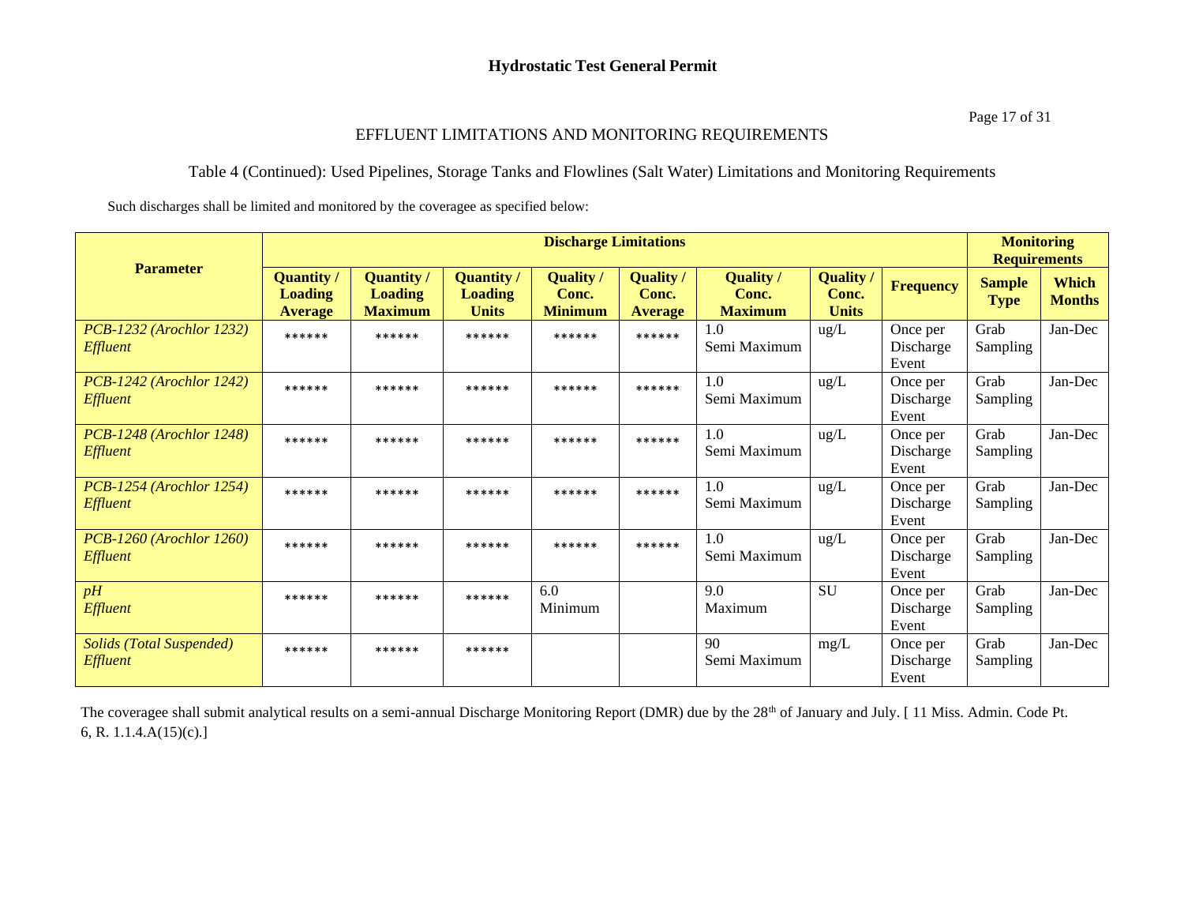# Hydrostatic Test General Permit

EFFLUENT LIMITATIONS AND MONITORING REQUIREMENTS

Table 4 (Continued): Used Pipelines, Storage Tanks and Flowlines (Salt Water) Limitations and Monitoring Requirements

Such discharges shall be limited and monitored by the coveragee as specified below:

| Parameter | Discharge Limitations | | | | | | | | Monitoring Requirements | |
|---|---|---|---|---|---|---|---|---|---|---|
| | **Quantity / Loading Average** | **Quantity / Loading Maximum** | **Quantity / Loading Units** | **Quality / Conc. Minimum** | **Quality / Conc. Average** | **Quality / Conc. Maximum** | **Quality / Conc. Units** | **Frequency** | **Sample Type** | **Which Months** |
| *PCB-1232 (Arochlor 1232) Effluent* | ****** | ****** | ****** | ****** | ****** | 1.0 Semi Maximum | ug/L | Once per Discharge Event | Grab Sampling | Jan-Dec |
| *PCB-1242 (Arochlor 1242) Effluent* | ****** | ****** | ****** | ****** | ****** | 1.0 Semi Maximum | ug/L | Once per Discharge Event | Grab Sampling | Jan-Dec |
| *PCB-1248 (Arochlor 1248) Effluent* | ****** | ****** | ****** | ****** | ****** | 1.0 Semi Maximum | ug/L | Once per Discharge Event | Grab Sampling | Jan-Dec |
| *PCB-1254 (Arochlor 1254) Effluent* | ****** | ****** | ****** | ****** | ****** | 1.0 Semi Maximum | ug/L | Once per Discharge Event | Grab Sampling | Jan-Dec |
| *PCB-1260 (Arochlor 1260) Effluent* | ****** | ****** | ****** | ****** | ****** | 1.0 Semi Maximum | ug/L | Once per Discharge Event | Grab Sampling | Jan-Dec |
| *pH Effluent* | ****** | ****** | ****** | 6.0 Minimum | | 9.0 Maximum | SU | Once per Discharge Event | Grab Sampling | Jan-Dec |
| *Solids (Total Suspended) Effluent* | ****** | ****** | ****** | | | 90 Semi Maximum | mg/L | Once per Discharge Event | Grab Sampling | Jan-Dec |

The coveragee shall submit analytical results on a semi-annual Discharge Monitoring Report (DMR) due by the 28th of January and July. [ 11 Miss. Admin. Code Pt. 6, R. 1.1.4.A(15)(c).]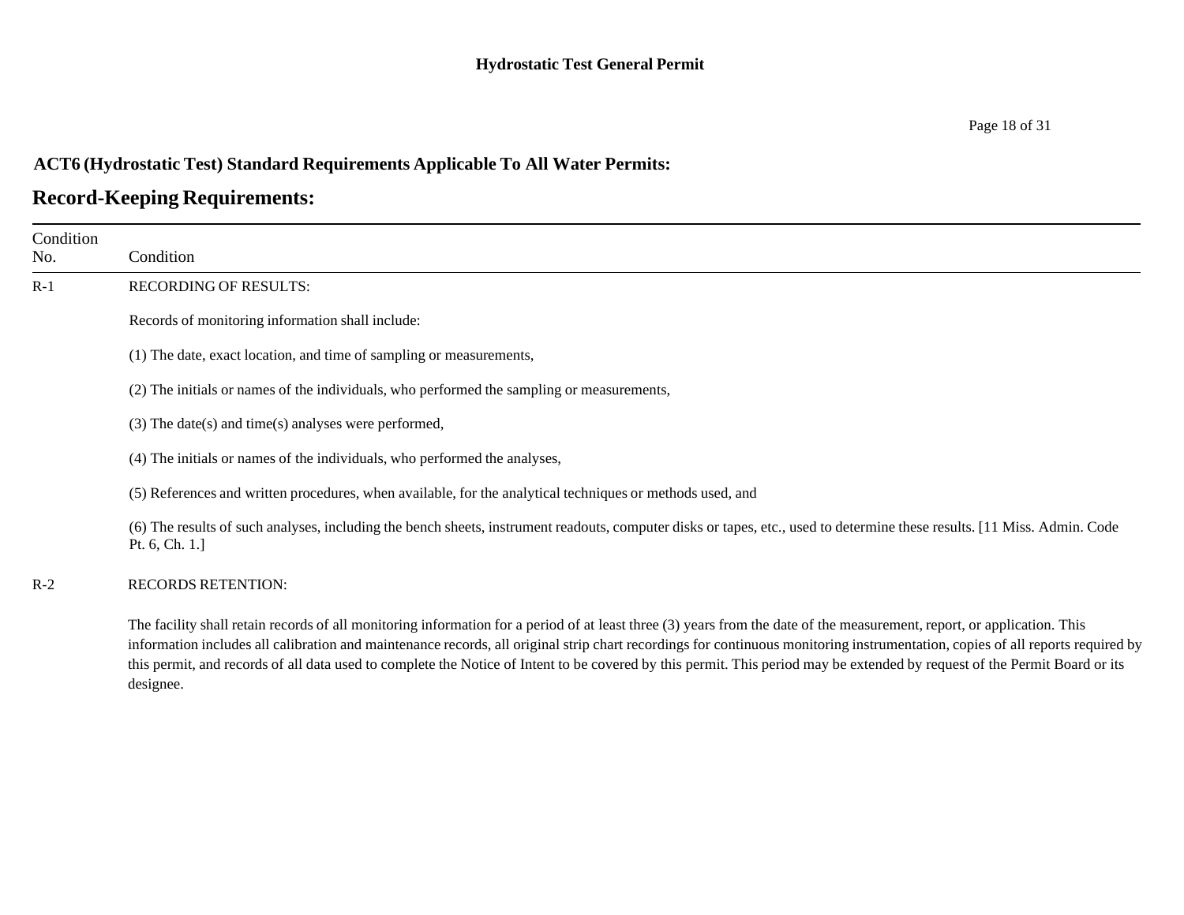## ACT6 (Hydrostatic Test) Standard Requirements Applicable To All Water Permits:

# Record-Keeping Requirements:

| Condition No. | Condition |
|---|---|
| R-1 | RECORDING OF RESULTS:<br><br>Records of monitoring information shall include:<br><br>(1) The date, exact location, and time of sampling or measurements,<br><br>(2) The initials or names of the individuals, who performed the sampling or measurements,<br><br>(3) The date(s) and time(s) analyses were performed,<br><br>(4) The initials or names of the individuals, who performed the analyses,<br><br>(5) References and written procedures, when available, for the analytical techniques or methods used, and<br><br>(6) The results of such analyses, including the bench sheets, instrument readouts, computer disks or tapes, etc., used to determine these results. [11 Miss. Admin. Code Pt. 6, Ch. 1.] |
| R-2 | RECORDS RETENTION:<br><br>The facility shall retain records of all monitoring information for a period of at least three (3) years from the date of the measurement, report, or application. This information includes all calibration and maintenance records, all original strip chart recordings for continuous monitoring instrumentation, copies of all reports required by this permit, and records of all data used to complete the Notice of Intent to be covered by this permit. This period may be extended by request of the Permit Board or its designee. |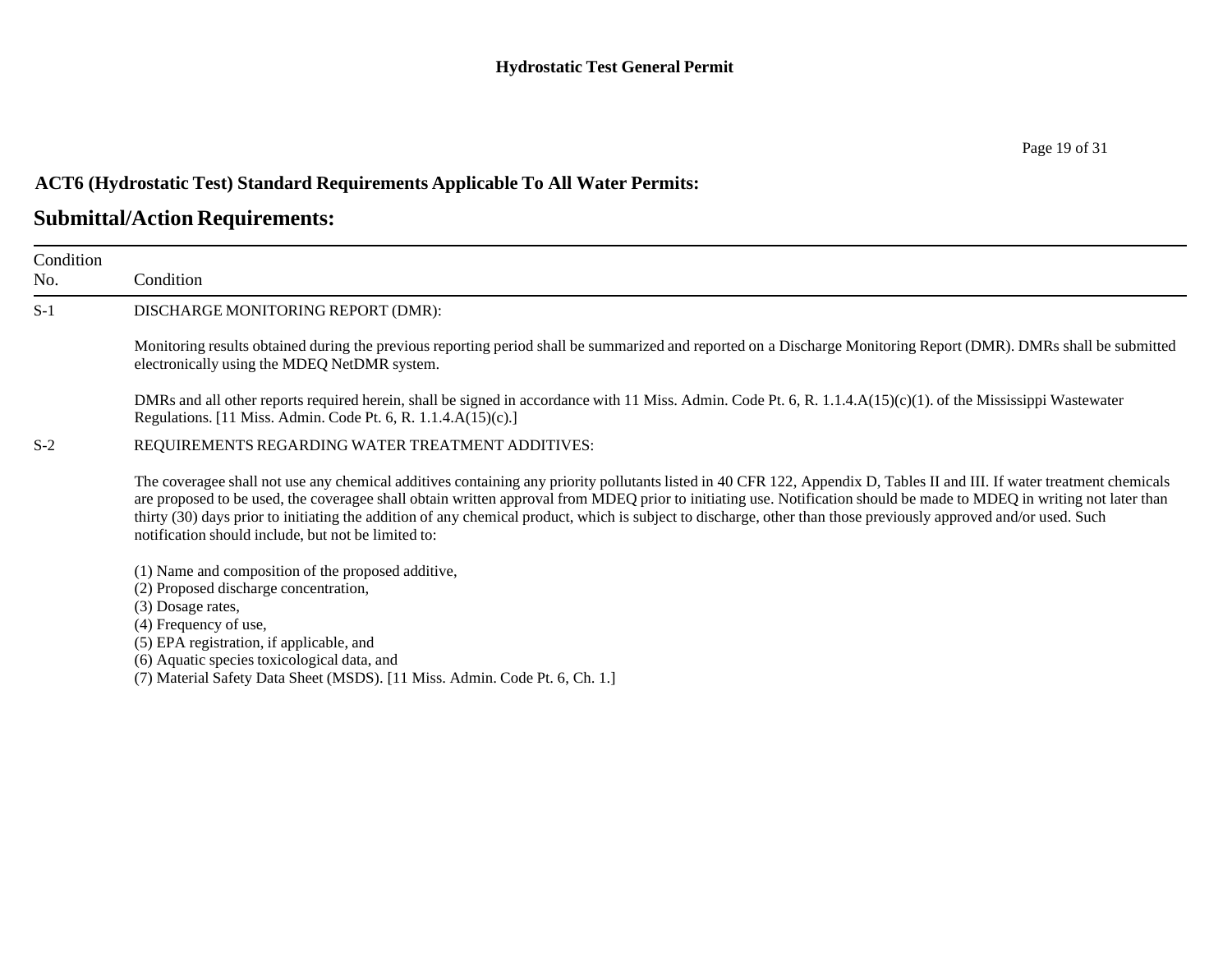## ACT6 (Hydrostatic Test) Standard Requirements Applicable To All Water Permits:

## Submittal/Action Requirements:

| Condition No. | Condition |
|---|---|
| S-1 | DISCHARGE MONITORING REPORT (DMR):<br><br>Monitoring results obtained during the previous reporting period shall be summarized and reported on a Discharge Monitoring Report (DMR). DMRs shall be submitted electronically using the MDEQ NetDMR system.<br><br>DMRs and all other reports required herein, shall be signed in accordance with 11 Miss. Admin. Code Pt. 6, R. 1.1.4.A(15)(c)(1). of the Mississippi Wastewater Regulations. [11 Miss. Admin. Code Pt. 6, R. 1.1.4.A(15)(c).] |
| S-2 | REQUIREMENTS REGARDING WATER TREATMENT ADDITIVES:<br><br>The coveragee shall not use any chemical additives containing any priority pollutants listed in 40 CFR 122, Appendix D, Tables II and III. If water treatment chemicals are proposed to be used, the coveragee shall obtain written approval from MDEQ prior to initiating use. Notification should be made to MDEQ in writing not later than thirty (30) days prior to initiating the addition of any chemical product, which is subject to discharge, other than those previously approved and/or used. Such notification should include, but not be limited to:<br><br>(1) Name and composition of the proposed additive,<br>(2) Proposed discharge concentration,<br>(3) Dosage rates,<br>(4) Frequency of use,<br>(5) EPA registration, if applicable, and<br>(6) Aquatic species toxicological data, and<br>(7) Material Safety Data Sheet (MSDS). [11 Miss. Admin. Code Pt. 6, Ch. 1.] |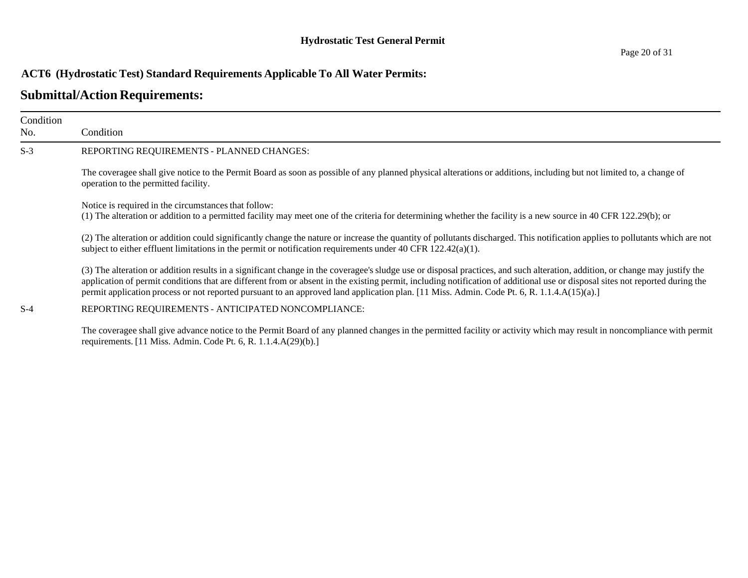**ACT6 (Hydrostatic Test) Standard Requirements Applicable To All Water Permits:**

## Submittal/Action Requirements:

| Condition No. | Condition |
|---|---|
| S-3 | REPORTING REQUIREMENTS - PLANNED CHANGES:<br><br>The coveragee shall give notice to the Permit Board as soon as possible of any planned physical alterations or additions, including but not limited to, a change of operation to the permitted facility.<br><br>Notice is required in the circumstances that follow:<br>(1) The alteration or addition to a permitted facility may meet one of the criteria for determining whether the facility is a new source in 40 CFR 122.29(b); or<br><br>(2) The alteration or addition could significantly change the nature or increase the quantity of pollutants discharged. This notification applies to pollutants which are not subject to either effluent limitations in the permit or notification requirements under 40 CFR 122.42(a)(1).<br><br>(3) The alteration or addition results in a significant change in the coveragee's sludge use or disposal practices, and such alteration, addition, or change may justify the application of permit conditions that are different from or absent in the existing permit, including notification of additional use or disposal sites not reported during the permit application process or not reported pursuant to an approved land application plan. [11 Miss. Admin. Code Pt. 6, R. 1.1.4.A(15)(a).] |
| S-4 | REPORTING REQUIREMENTS - ANTICIPATED NONCOMPLIANCE:<br><br>The coveragee shall give advance notice to the Permit Board of any planned changes in the permitted facility or activity which may result in noncompliance with permit requirements. [11 Miss. Admin. Code Pt. 6, R. 1.1.4.A(29)(b).] |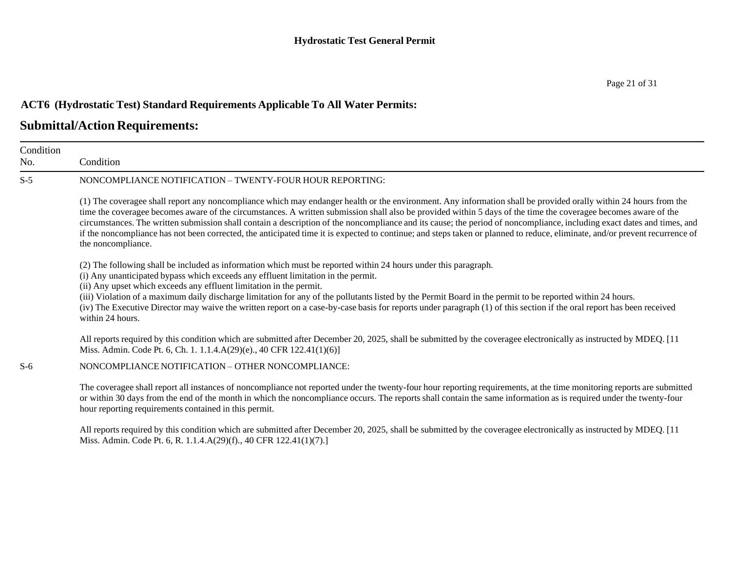## ACT6 (Hydrostatic Test) Standard Requirements Applicable To All Water Permits:

## Submittal/Action Requirements:

| Condition No. | Condition |
|---|---|
| S-5 | NONCOMPLIANCE NOTIFICATION – TWENTY-FOUR HOUR REPORTING:<br><br>(1) The coveragee shall report any noncompliance which may endanger health or the environment. Any information shall be provided orally within 24 hours from the time the coveragee becomes aware of the circumstances. A written submission shall also be provided within 5 days of the time the coveragee becomes aware of the circumstances. The written submission shall contain a description of the noncompliance and its cause; the period of noncompliance, including exact dates and times, and if the noncompliance has not been corrected, the anticipated time it is expected to continue; and steps taken or planned to reduce, eliminate, and/or prevent recurrence of the noncompliance.<br><br>(2) The following shall be included as information which must be reported within 24 hours under this paragraph.<br>(i) Any unanticipated bypass which exceeds any effluent limitation in the permit.<br>(ii) Any upset which exceeds any effluent limitation in the permit.<br>(iii) Violation of a maximum daily discharge limitation for any of the pollutants listed by the Permit Board in the permit to be reported within 24 hours.<br>(iv) The Executive Director may waive the written report on a case-by-case basis for reports under paragraph (1) of this section if the oral report has been received within 24 hours.<br><br>All reports required by this condition which are submitted after December 20, 2025, shall be submitted by the coveragee electronically as instructed by MDEQ. [11 Miss. Admin. Code Pt. 6, Ch. 1. 1.1.4.A(29)(e)., 40 CFR 122.41(1)(6)] |
| S-6 | NONCOMPLIANCE NOTIFICATION – OTHER NONCOMPLIANCE:<br><br>The coveragee shall report all instances of noncompliance not reported under the twenty-four hour reporting requirements, at the time monitoring reports are submitted or within 30 days from the end of the month in which the noncompliance occurs. The reports shall contain the same information as is required under the twenty-four hour reporting requirements contained in this permit.<br><br>All reports required by this condition which are submitted after December 20, 2025, shall be submitted by the coveragee electronically as instructed by MDEQ. [11 Miss. Admin. Code Pt. 6, R. 1.1.4.A(29)(f)., 40 CFR 122.41(1)(7).] |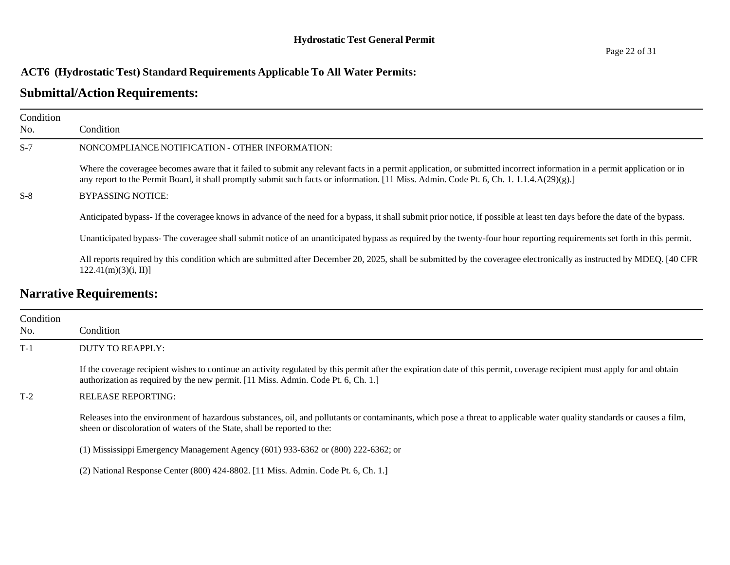**ACT6 (Hydrostatic Test) Standard Requirements Applicable To All Water Permits:**

## Submittal/Action Requirements:

| Condition No. | Condition |
| --- | --- |
| S-7 | NONCOMPLIANCE NOTIFICATION - OTHER INFORMATION:<br><br>Where the coveragee becomes aware that it failed to submit any relevant facts in a permit application, or submitted incorrect information in a permit application or in any report to the Permit Board, it shall promptly submit such facts or information. [11 Miss. Admin. Code Pt. 6, Ch. 1. 1.1.4.A(29)(g).] |
| S-8 | BYPASSING NOTICE:<br><br>Anticipated bypass- If the coveragee knows in advance of the need for a bypass, it shall submit prior notice, if possible at least ten days before the date of the bypass.<br><br>Unanticipated bypass- The coveragee shall submit notice of an unanticipated bypass as required by the twenty-four hour reporting requirements set forth in this permit.<br><br>All reports required by this condition which are submitted after December 20, 2025, shall be submitted by the coveragee electronically as instructed by MDEQ. [40 CFR 122.41(m)(3)(i, II)] |

## Narrative Requirements:

| Condition No. | Condition |
| --- | --- |
| T-1 | DUTY TO REAPPLY:<br><br>If the coverage recipient wishes to continue an activity regulated by this permit after the expiration date of this permit, coverage recipient must apply for and obtain authorization as required by the new permit. [11 Miss. Admin. Code Pt. 6, Ch. 1.] |
| T-2 | RELEASE REPORTING:<br><br>Releases into the environment of hazardous substances, oil, and pollutants or contaminants, which pose a threat to applicable water quality standards or causes a film, sheen or discoloration of waters of the State, shall be reported to the:<br><br>(1) Mississippi Emergency Management Agency (601) 933-6362 or (800) 222-6362; or<br><br>(2) National Response Center (800) 424-8802. [11 Miss. Admin. Code Pt. 6, Ch. 1.] |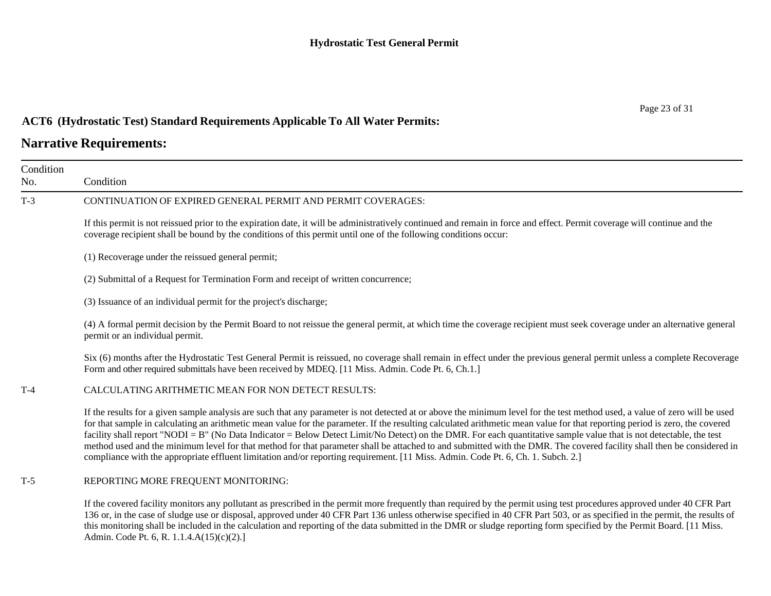## ACT6 (Hydrostatic Test) Standard Requirements Applicable To All Water Permits:

# Narrative Requirements:

| Condition No. | Condition |
|---|---|
| T-3 | CONTINUATION OF EXPIRED GENERAL PERMIT AND PERMIT COVERAGES:<br><br>If this permit is not reissued prior to the expiration date, it will be administratively continued and remain in force and effect. Permit coverage will continue and the coverage recipient shall be bound by the conditions of this permit until one of the following conditions occur:<br><br>(1) Recoverage under the reissued general permit;<br><br>(2) Submittal of a Request for Termination Form and receipt of written concurrence;<br><br>(3) Issuance of an individual permit for the project's discharge;<br><br>(4) A formal permit decision by the Permit Board to not reissue the general permit, at which time the coverage recipient must seek coverage under an alternative general permit or an individual permit.<br><br>Six (6) months after the Hydrostatic Test General Permit is reissued, no coverage shall remain in effect under the previous general permit unless a complete Recoverage Form and other required submittals have been received by MDEQ. [11 Miss. Admin. Code Pt. 6, Ch.1.] |
| T-4 | CALCULATING ARITHMETIC MEAN FOR NON DETECT RESULTS:<br><br>If the results for a given sample analysis are such that any parameter is not detected at or above the minimum level for the test method used, a value of zero will be used for that sample in calculating an arithmetic mean value for the parameter. If the resulting calculated arithmetic mean value for that reporting period is zero, the covered facility shall report "NODI = B" (No Data Indicator = Below Detect Limit/No Detect) on the DMR. For each quantitative sample value that is not detectable, the test method used and the minimum level for that method for that parameter shall be attached to and submitted with the DMR. The covered facility shall then be considered in compliance with the appropriate effluent limitation and/or reporting requirement. [11 Miss. Admin. Code Pt. 6, Ch. 1. Subch. 2.] |
| T-5 | REPORTING MORE FREQUENT MONITORING:<br><br>If the covered facility monitors any pollutant as prescribed in the permit more frequently than required by the permit using test procedures approved under 40 CFR Part 136 or, in the case of sludge use or disposal, approved under 40 CFR Part 136 unless otherwise specified in 40 CFR Part 503, or as specified in the permit, the results of this monitoring shall be included in the calculation and reporting of the data submitted in the DMR or sludge reporting form specified by the Permit Board. [11 Miss. Admin. Code Pt. 6, R. 1.1.4.A(15)(c)(2).] |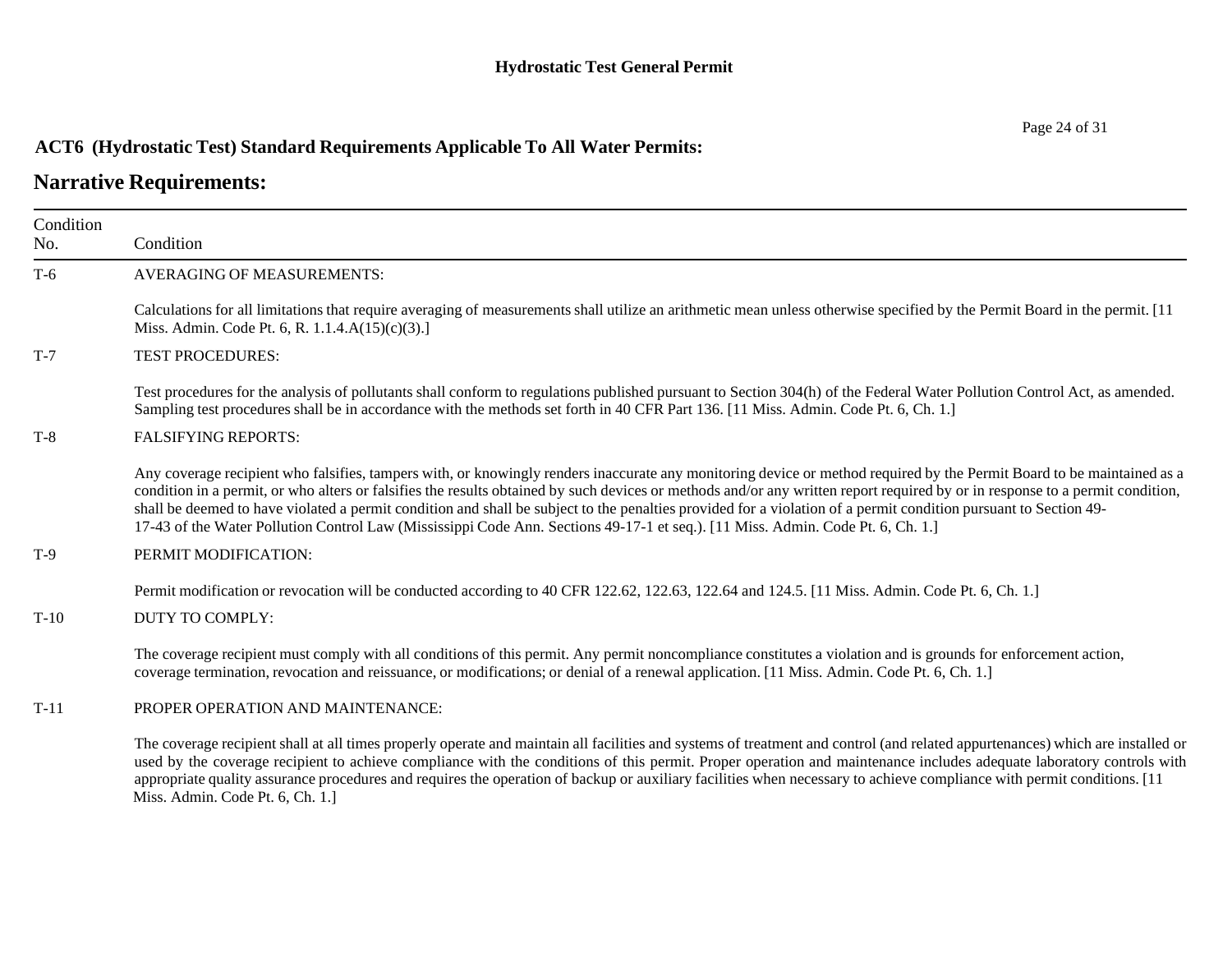**ACT6 (Hydrostatic Test) Standard Requirements Applicable To All Water Permits:**

## Narrative Requirements:

| Condition No. | Condition |
|---|---|
| T-6 | AVERAGING OF MEASUREMENTS:<br><br>Calculations for all limitations that require averaging of measurements shall utilize an arithmetic mean unless otherwise specified by the Permit Board in the permit. [11 Miss. Admin. Code Pt. 6, R. 1.1.4.A(15)(c)(3).] |
| T-7 | TEST PROCEDURES:<br><br>Test procedures for the analysis of pollutants shall conform to regulations published pursuant to Section 304(h) of the Federal Water Pollution Control Act, as amended. Sampling test procedures shall be in accordance with the methods set forth in 40 CFR Part 136. [11 Miss. Admin. Code Pt. 6, Ch. 1.] |
| T-8 | FALSIFYING REPORTS:<br><br>Any coverage recipient who falsifies, tampers with, or knowingly renders inaccurate any monitoring device or method required by the Permit Board to be maintained as a condition in a permit, or who alters or falsifies the results obtained by such devices or methods and/or any written report required by or in response to a permit condition, shall be deemed to have violated a permit condition and shall be subject to the penalties provided for a violation of a permit condition pursuant to Section 49-17-43 of the Water Pollution Control Law (Mississippi Code Ann. Sections 49-17-1 et seq.). [11 Miss. Admin. Code Pt. 6, Ch. 1.] |
| T-9 | PERMIT MODIFICATION:<br><br>Permit modification or revocation will be conducted according to 40 CFR 122.62, 122.63, 122.64 and 124.5. [11 Miss. Admin. Code Pt. 6, Ch. 1.] |
| T-10 | DUTY TO COMPLY:<br><br>The coverage recipient must comply with all conditions of this permit. Any permit noncompliance constitutes a violation and is grounds for enforcement action, coverage termination, revocation and reissuance, or modifications; or denial of a renewal application. [11 Miss. Admin. Code Pt. 6, Ch. 1.] |
| T-11 | PROPER OPERATION AND MAINTENANCE:<br><br>The coverage recipient shall at all times properly operate and maintain all facilities and systems of treatment and control (and related appurtenances) which are installed or used by the coverage recipient to achieve compliance with the conditions of this permit. Proper operation and maintenance includes adequate laboratory controls with appropriate quality assurance procedures and requires the operation of backup or auxiliary facilities when necessary to achieve compliance with permit conditions. [11 Miss. Admin. Code Pt. 6, Ch. 1.] |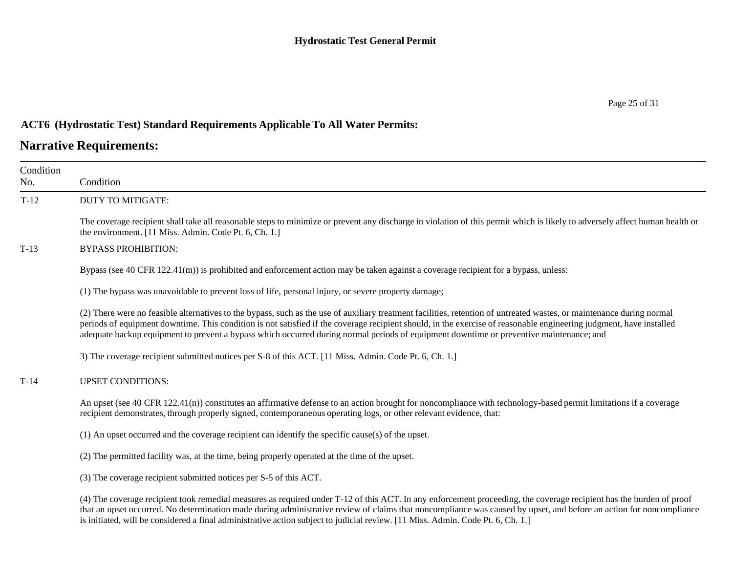## ACT6 (Hydrostatic Test) Standard Requirements Applicable To All Water Permits:

# Narrative Requirements:

| Condition No. | Condition |
|---|---|
| T-12 | DUTY TO MITIGATE:<br><br>The coverage recipient shall take all reasonable steps to minimize or prevent any discharge in violation of this permit which is likely to adversely affect human health or the environment. [11 Miss. Admin. Code Pt. 6, Ch. 1.] |
| T-13 | BYPASS PROHIBITION:<br><br>Bypass (see 40 CFR 122.41(m)) is prohibited and enforcement action may be taken against a coverage recipient for a bypass, unless:<br><br>(1) The bypass was unavoidable to prevent loss of life, personal injury, or severe property damage;<br><br>(2) There were no feasible alternatives to the bypass, such as the use of auxiliary treatment facilities, retention of untreated wastes, or maintenance during normal periods of equipment downtime. This condition is not satisfied if the coverage recipient should, in the exercise of reasonable engineering judgment, have installed adequate backup equipment to prevent a bypass which occurred during normal periods of equipment downtime or preventive maintenance; and<br><br>3) The coverage recipient submitted notices per S-8 of this ACT. [11 Miss. Admin. Code Pt. 6, Ch. 1.] |
| T-14 | UPSET CONDITIONS:<br><br>An upset (see 40 CFR 122.41(n)) constitutes an affirmative defense to an action brought for noncompliance with technology-based permit limitations if a coverage recipient demonstrates, through properly signed, contemporaneous operating logs, or other relevant evidence, that:<br><br>(1) An upset occurred and the coverage recipient can identify the specific cause(s) of the upset.<br><br>(2) The permitted facility was, at the time, being properly operated at the time of the upset.<br><br>(3) The coverage recipient submitted notices per S-5 of this ACT.<br><br>(4) The coverage recipient took remedial measures as required under T-12 of this ACT. In any enforcement proceeding, the coverage recipient has the burden of proof that an upset occurred. No determination made during administrative review of claims that noncompliance was caused by upset, and before an action for noncompliance is initiated, will be considered a final administrative action subject to judicial review. [11 Miss. Admin. Code Pt. 6, Ch. 1.] |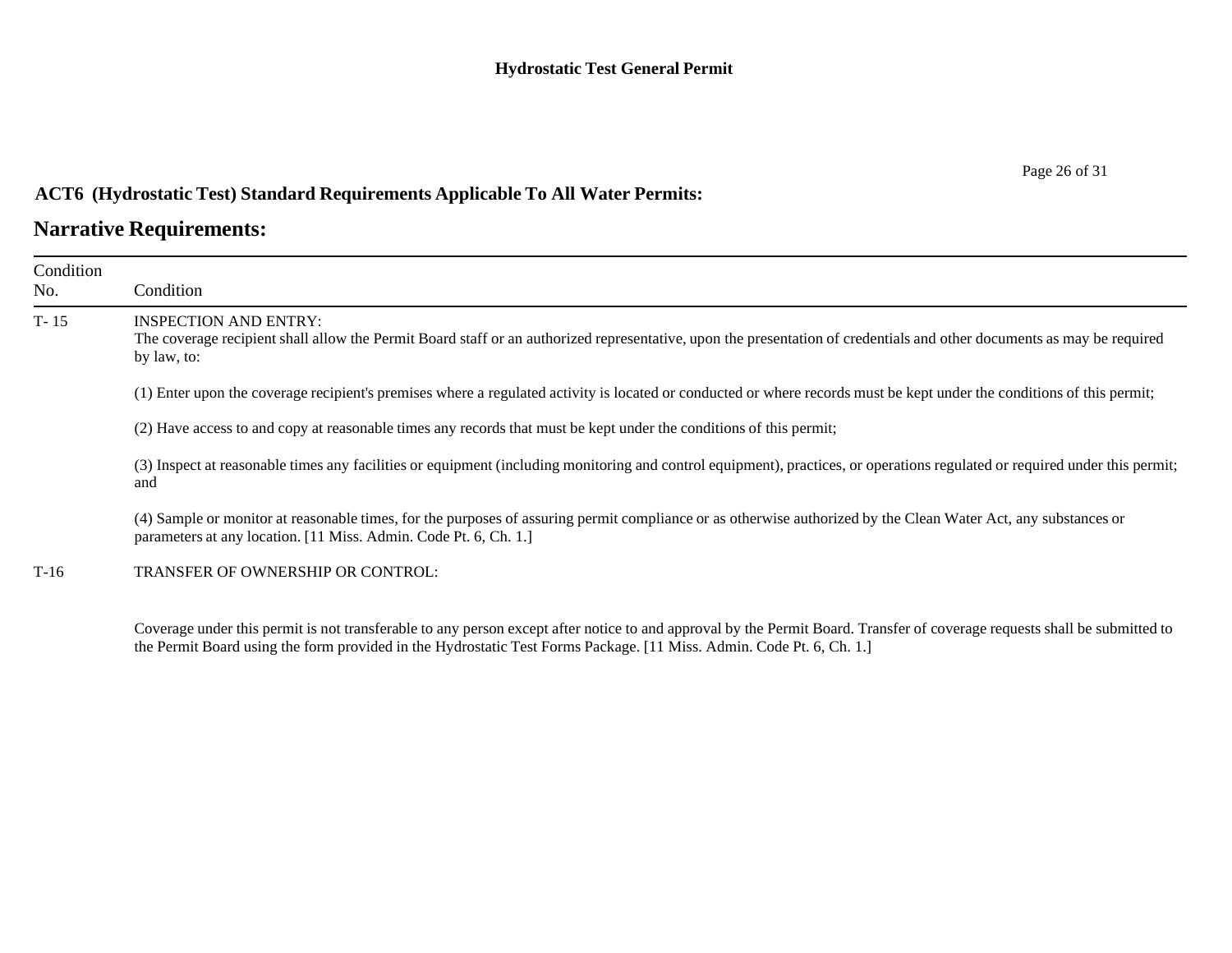## ACT6 (Hydrostatic Test) Standard Requirements Applicable To All Water Permits:

# Narrative Requirements:

| Condition No. | Condition |
|---|---|
| T- 15 | INSPECTION AND ENTRY:<br>The coverage recipient shall allow the Permit Board staff or an authorized representative, upon the presentation of credentials and other documents as may be required by law, to:<br><br>(1) Enter upon the coverage recipient's premises where a regulated activity is located or conducted or where records must be kept under the conditions of this permit;<br><br>(2) Have access to and copy at reasonable times any records that must be kept under the conditions of this permit;<br><br>(3) Inspect at reasonable times any facilities or equipment (including monitoring and control equipment), practices, or operations regulated or required under this permit; and<br><br>(4) Sample or monitor at reasonable times, for the purposes of assuring permit compliance or as otherwise authorized by the Clean Water Act, any substances or parameters at any location. [11 Miss. Admin. Code Pt. 6, Ch. 1.] |
| T-16 | TRANSFER OF OWNERSHIP OR CONTROL:<br><br>Coverage under this permit is not transferable to any person except after notice to and approval by the Permit Board. Transfer of coverage requests shall be submitted to the Permit Board using the form provided in the Hydrostatic Test Forms Package. [11 Miss. Admin. Code Pt. 6, Ch. 1.] |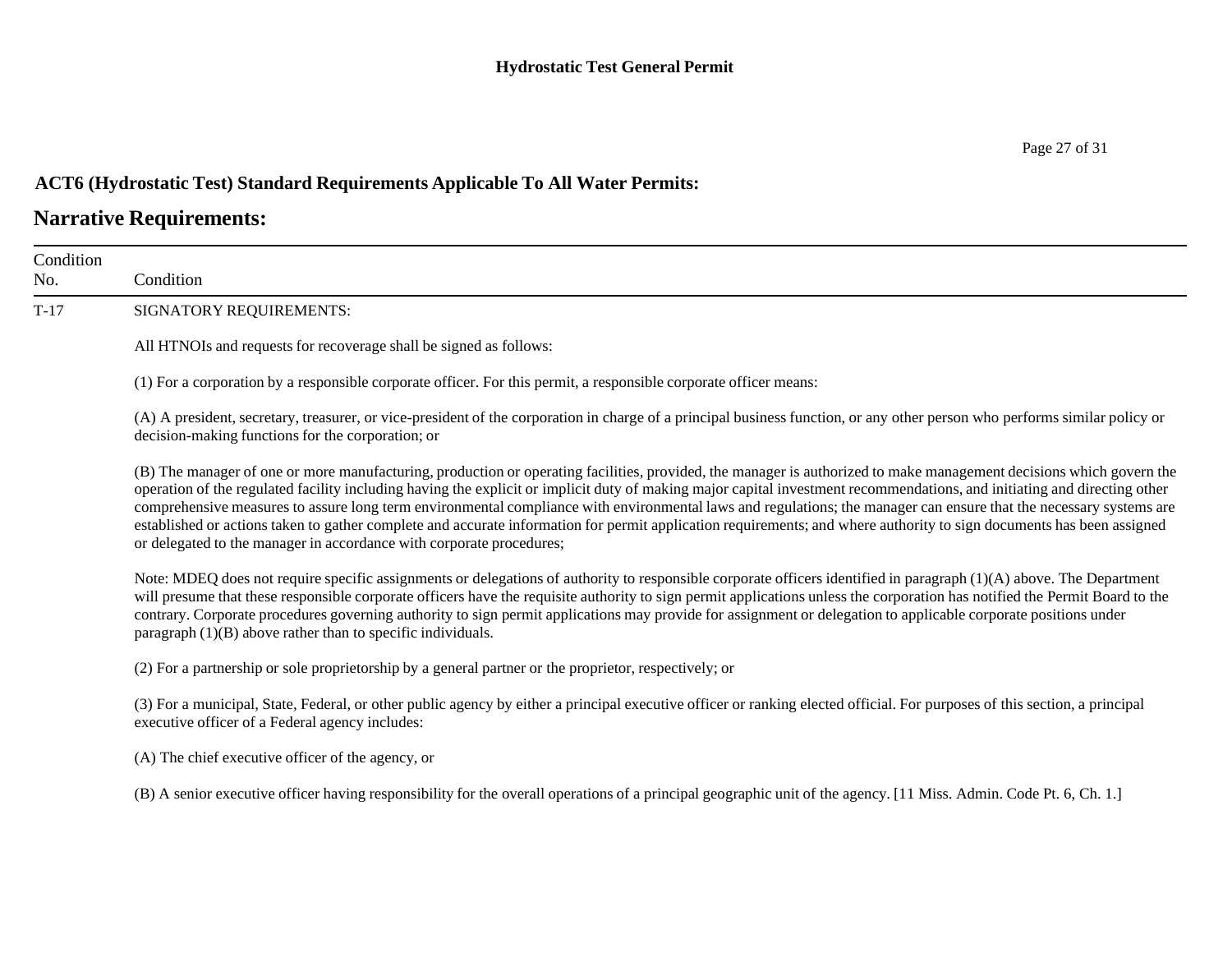**ACT6 (Hydrostatic Test) Standard Requirements Applicable To All Water Permits:**

## Narrative Requirements:

| Condition No. | Condition |
|---|---|
| T-17 | SIGNATORY REQUIREMENTS:<br><br>All HTNOIs and requests for recoverage shall be signed as follows:<br><br>(1) For a corporation by a responsible corporate officer. For this permit, a responsible corporate officer means:<br><br>(A) A president, secretary, treasurer, or vice-president of the corporation in charge of a principal business function, or any other person who performs similar policy or decision-making functions for the corporation; or<br><br>(B) The manager of one or more manufacturing, production or operating facilities, provided, the manager is authorized to make management decisions which govern the operation of the regulated facility including having the explicit or implicit duty of making major capital investment recommendations, and initiating and directing other comprehensive measures to assure long term environmental compliance with environmental laws and regulations; the manager can ensure that the necessary systems are established or actions taken to gather complete and accurate information for permit application requirements; and where authority to sign documents has been assigned or delegated to the manager in accordance with corporate procedures;<br><br>Note: MDEQ does not require specific assignments or delegations of authority to responsible corporate officers identified in paragraph (1)(A) above. The Department will presume that these responsible corporate officers have the requisite authority to sign permit applications unless the corporation has notified the Permit Board to the contrary. Corporate procedures governing authority to sign permit applications may provide for assignment or delegation to applicable corporate positions under paragraph (1)(B) above rather than to specific individuals.<br><br>(2) For a partnership or sole proprietorship by a general partner or the proprietor, respectively; or<br><br>(3) For a municipal, State, Federal, or other public agency by either a principal executive officer or ranking elected official. For purposes of this section, a principal executive officer of a Federal agency includes:<br><br>(A) The chief executive officer of the agency, or<br><br>(B) A senior executive officer having responsibility for the overall operations of a principal geographic unit of the agency. [11 Miss. Admin. Code Pt. 6, Ch. 1.] |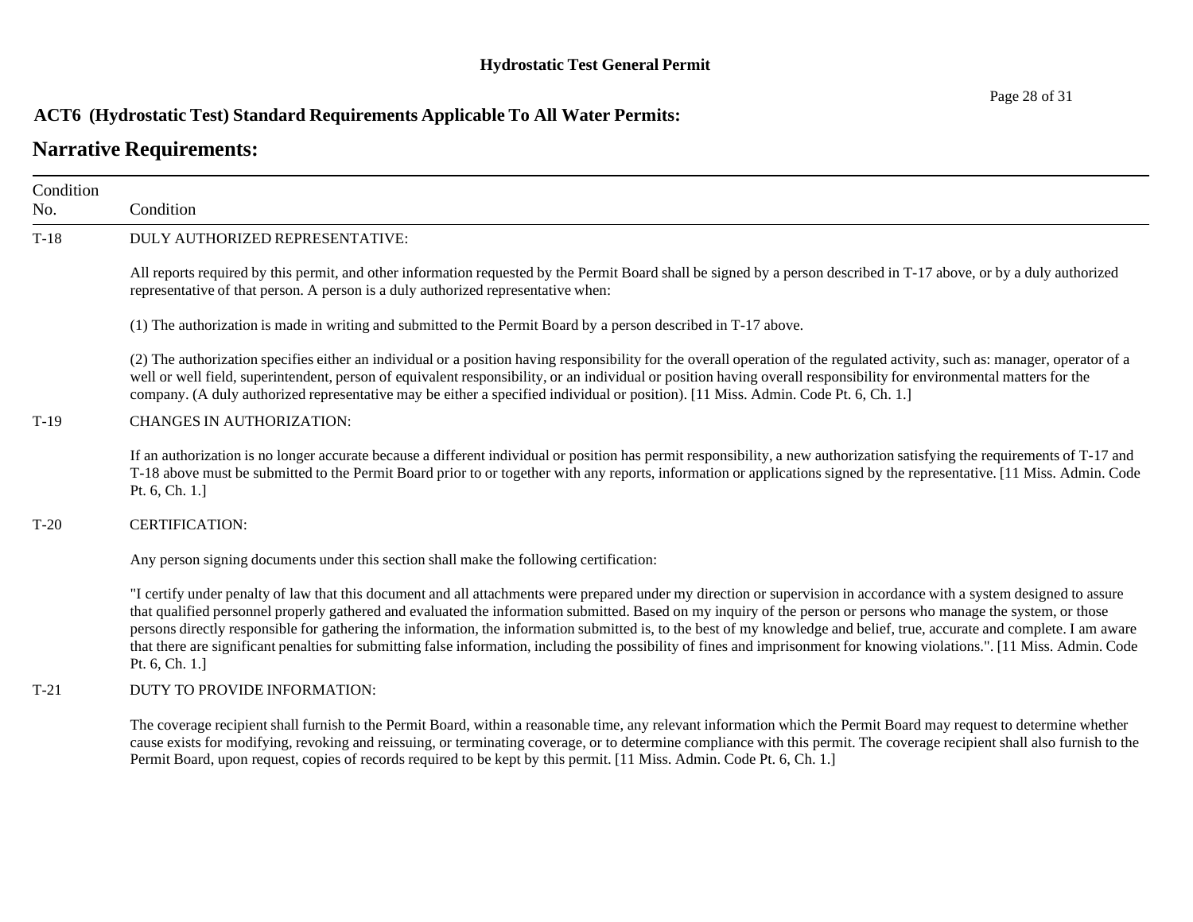**ACT6 (Hydrostatic Test) Standard Requirements Applicable To All Water Permits:**

## Narrative Requirements:

| Condition No. | Condition |
|---|---|
| T-18 | DULY AUTHORIZED REPRESENTATIVE:<br><br>All reports required by this permit, and other information requested by the Permit Board shall be signed by a person described in T-17 above, or by a duly authorized representative of that person. A person is a duly authorized representative when:<br><br>(1) The authorization is made in writing and submitted to the Permit Board by a person described in T-17 above.<br><br>(2) The authorization specifies either an individual or a position having responsibility for the overall operation of the regulated activity, such as: manager, operator of a well or well field, superintendent, person of equivalent responsibility, or an individual or position having overall responsibility for environmental matters for the company. (A duly authorized representative may be either a specified individual or position). [11 Miss. Admin. Code Pt. 6, Ch. 1.] |
| T-19 | CHANGES IN AUTHORIZATION:<br><br>If an authorization is no longer accurate because a different individual or position has permit responsibility, a new authorization satisfying the requirements of T-17 and T-18 above must be submitted to the Permit Board prior to or together with any reports, information or applications signed by the representative. [11 Miss. Admin. Code Pt. 6, Ch. 1.] |
| T-20 | CERTIFICATION:<br><br>Any person signing documents under this section shall make the following certification:<br><br>"I certify under penalty of law that this document and all attachments were prepared under my direction or supervision in accordance with a system designed to assure that qualified personnel properly gathered and evaluated the information submitted. Based on my inquiry of the person or persons who manage the system, or those persons directly responsible for gathering the information, the information submitted is, to the best of my knowledge and belief, true, accurate and complete. I am aware that there are significant penalties for submitting false information, including the possibility of fines and imprisonment for knowing violations.". [11 Miss. Admin. Code Pt. 6, Ch. 1.] |
| T-21 | DUTY TO PROVIDE INFORMATION:<br><br>The coverage recipient shall furnish to the Permit Board, within a reasonable time, any relevant information which the Permit Board may request to determine whether cause exists for modifying, revoking and reissuing, or terminating coverage, or to determine compliance with this permit. The coverage recipient shall also furnish to the Permit Board, upon request, copies of records required to be kept by this permit. [11 Miss. Admin. Code Pt. 6, Ch. 1.] |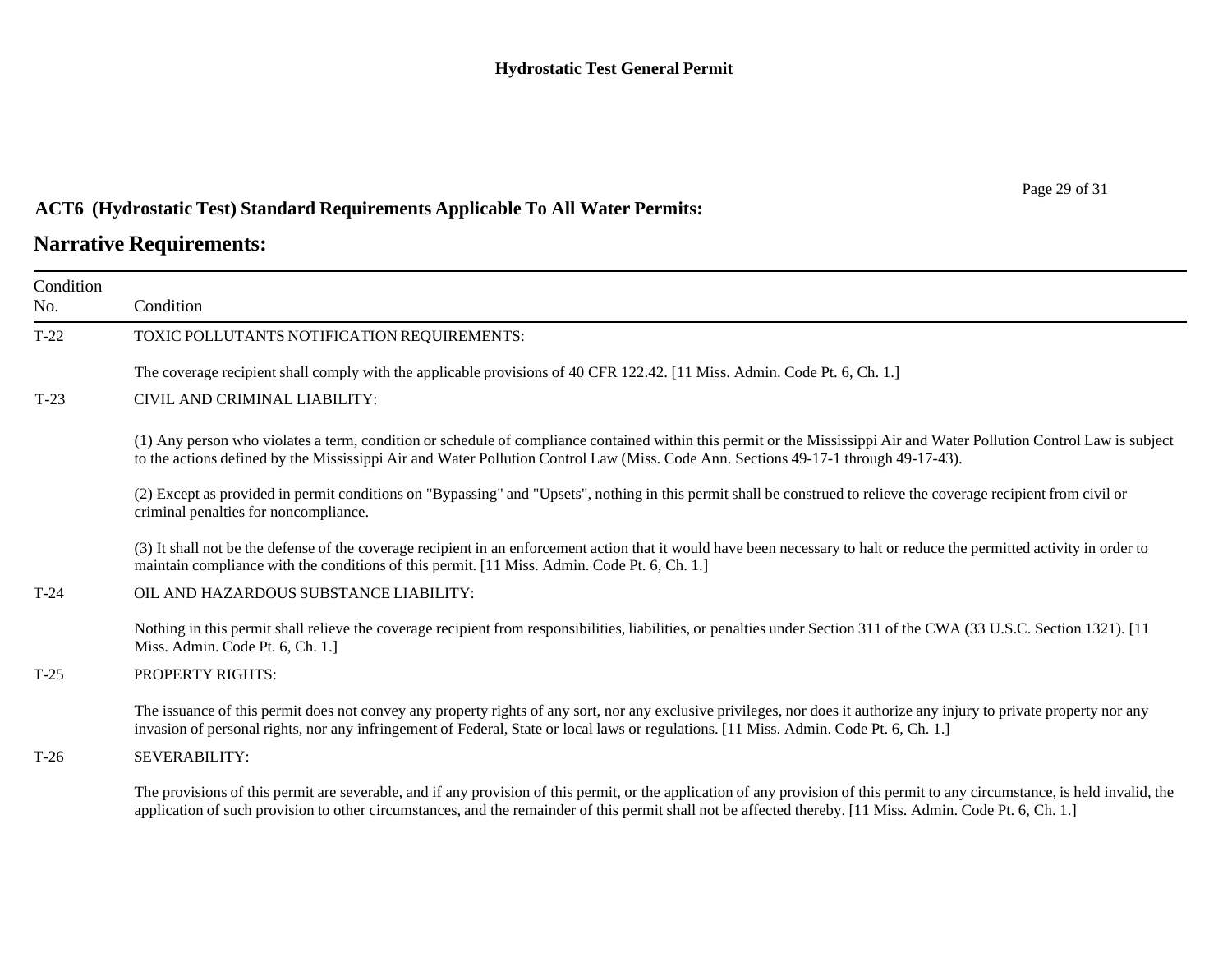## ACT6 (Hydrostatic Test) Standard Requirements Applicable To All Water Permits:

## Narrative Requirements:

| Condition No. | Condition |
|---|---|
| T-22 | TOXIC POLLUTANTS NOTIFICATION REQUIREMENTS:<br><br>The coverage recipient shall comply with the applicable provisions of 40 CFR 122.42. [11 Miss. Admin. Code Pt. 6, Ch. 1.] |
| T-23 | CIVIL AND CRIMINAL LIABILITY:<br><br>(1) Any person who violates a term, condition or schedule of compliance contained within this permit or the Mississippi Air and Water Pollution Control Law is subject to the actions defined by the Mississippi Air and Water Pollution Control Law (Miss. Code Ann. Sections 49-17-1 through 49-17-43).<br><br>(2) Except as provided in permit conditions on "Bypassing" and "Upsets", nothing in this permit shall be construed to relieve the coverage recipient from civil or criminal penalties for noncompliance.<br><br>(3) It shall not be the defense of the coverage recipient in an enforcement action that it would have been necessary to halt or reduce the permitted activity in order to maintain compliance with the conditions of this permit. [11 Miss. Admin. Code Pt. 6, Ch. 1.] |
| T-24 | OIL AND HAZARDOUS SUBSTANCE LIABILITY:<br><br>Nothing in this permit shall relieve the coverage recipient from responsibilities, liabilities, or penalties under Section 311 of the CWA (33 U.S.C. Section 1321). [11 Miss. Admin. Code Pt. 6, Ch. 1.] |
| T-25 | PROPERTY RIGHTS:<br><br>The issuance of this permit does not convey any property rights of any sort, nor any exclusive privileges, nor does it authorize any injury to private property nor any invasion of personal rights, nor any infringement of Federal, State or local laws or regulations. [11 Miss. Admin. Code Pt. 6, Ch. 1.] |
| T-26 | SEVERABILITY:<br><br>The provisions of this permit are severable, and if any provision of this permit, or the application of any provision of this permit to any circumstance, is held invalid, the application of such provision to other circumstances, and the remainder of this permit shall not be affected thereby. [11 Miss. Admin. Code Pt. 6, Ch. 1.] |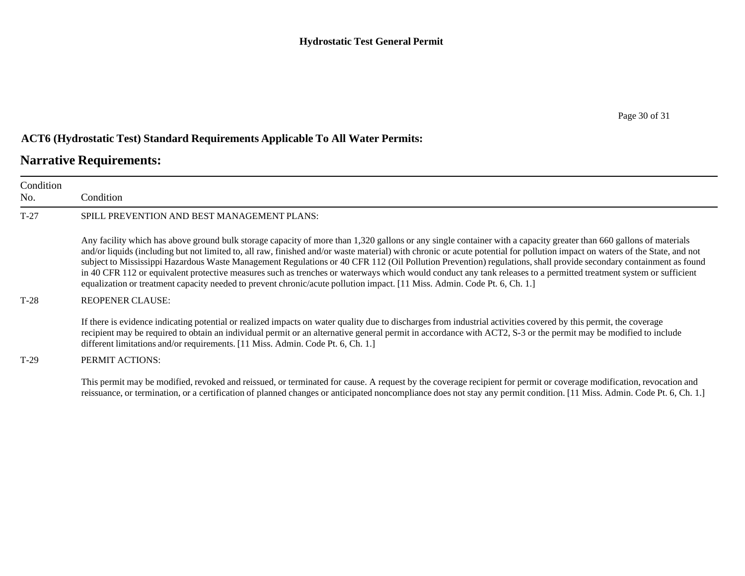## ACT6 (Hydrostatic Test) Standard Requirements Applicable To All Water Permits:

## Narrative Requirements:

| Condition No. | Condition |
|---|---|
| T-27 | SPILL PREVENTION AND BEST MANAGEMENT PLANS:<br><br>Any facility which has above ground bulk storage capacity of more than 1,320 gallons or any single container with a capacity greater than 660 gallons of materials and/or liquids (including but not limited to, all raw, finished and/or waste material) with chronic or acute potential for pollution impact on waters of the State, and not subject to Mississippi Hazardous Waste Management Regulations or 40 CFR 112 (Oil Pollution Prevention) regulations, shall provide secondary containment as found in 40 CFR 112 or equivalent protective measures such as trenches or waterways which would conduct any tank releases to a permitted treatment system or sufficient equalization or treatment capacity needed to prevent chronic/acute pollution impact. [11 Miss. Admin. Code Pt. 6, Ch. 1.] |
| T-28 | REOPENER CLAUSE:<br><br>If there is evidence indicating potential or realized impacts on water quality due to discharges from industrial activities covered by this permit, the coverage recipient may be required to obtain an individual permit or an alternative general permit in accordance with ACT2, S-3 or the permit may be modified to include different limitations and/or requirements. [11 Miss. Admin. Code Pt. 6, Ch. 1.] |
| T-29 | PERMIT ACTIONS:<br><br>This permit may be modified, revoked and reissued, or terminated for cause. A request by the coverage recipient for permit or coverage modification, revocation and reissuance, or termination, or a certification of planned changes or anticipated noncompliance does not stay any permit condition. [11 Miss. Admin. Code Pt. 6, Ch. 1.] |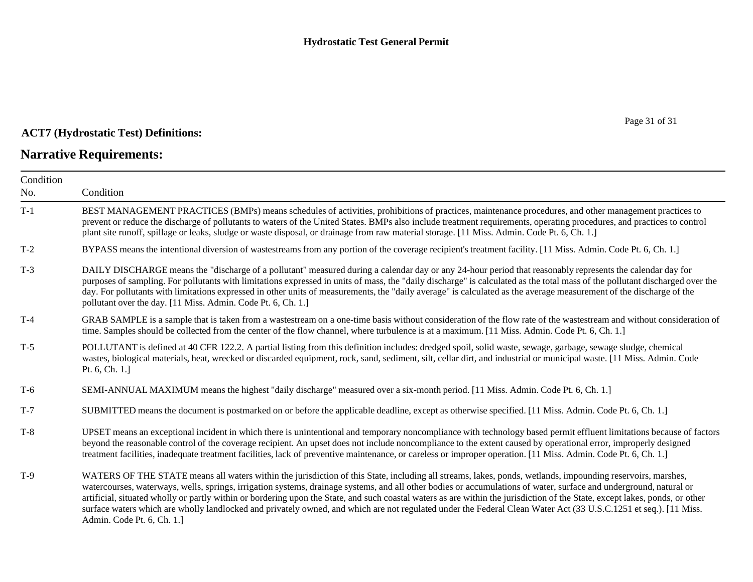**ACT7 (Hydrostatic Test) Definitions:**

## Narrative Requirements:

| Condition No. | Condition |
|---|---|
| T-1 | BEST MANAGEMENT PRACTICES (BMPs) means schedules of activities, prohibitions of practices, maintenance procedures, and other management practices to prevent or reduce the discharge of pollutants to waters of the United States. BMPs also include treatment requirements, operating procedures, and practices to control plant site runoff, spillage or leaks, sludge or waste disposal, or drainage from raw material storage. [11 Miss. Admin. Code Pt. 6, Ch. 1.] |
| T-2 | BYPASS means the intentional diversion of wastestreams from any portion of the coverage recipient's treatment facility. [11 Miss. Admin. Code Pt. 6, Ch. 1.] |
| T-3 | DAILY DISCHARGE means the "discharge of a pollutant" measured during a calendar day or any 24-hour period that reasonably represents the calendar day for purposes of sampling. For pollutants with limitations expressed in units of mass, the "daily discharge" is calculated as the total mass of the pollutant discharged over the day. For pollutants with limitations expressed in other units of measurements, the "daily average" is calculated as the average measurement of the discharge of the pollutant over the day. [11 Miss. Admin. Code Pt. 6, Ch. 1.] |
| T-4 | GRAB SAMPLE is a sample that is taken from a wastestream on a one-time basis without consideration of the flow rate of the wastestream and without consideration of time. Samples should be collected from the center of the flow channel, where turbulence is at a maximum. [11 Miss. Admin. Code Pt. 6, Ch. 1.] |
| T-5 | POLLUTANT is defined at 40 CFR 122.2. A partial listing from this definition includes: dredged spoil, solid waste, sewage, garbage, sewage sludge, chemical wastes, biological materials, heat, wrecked or discarded equipment, rock, sand, sediment, silt, cellar dirt, and industrial or municipal waste. [11 Miss. Admin. Code Pt. 6, Ch. 1.] |
| T-6 | SEMI-ANNUAL MAXIMUM means the highest "daily discharge" measured over a six-month period. [11 Miss. Admin. Code Pt. 6, Ch. 1.] |
| T-7 | SUBMITTED means the document is postmarked on or before the applicable deadline, except as otherwise specified. [11 Miss. Admin. Code Pt. 6, Ch. 1.] |
| T-8 | UPSET means an exceptional incident in which there is unintentional and temporary noncompliance with technology based permit effluent limitations because of factors beyond the reasonable control of the coverage recipient. An upset does not include noncompliance to the extent caused by operational error, improperly designed treatment facilities, inadequate treatment facilities, lack of preventive maintenance, or careless or improper operation. [11 Miss. Admin. Code Pt. 6, Ch. 1.] |
| T-9 | WATERS OF THE STATE means all waters within the jurisdiction of this State, including all streams, lakes, ponds, wetlands, impounding reservoirs, marshes, watercourses, waterways, wells, springs, irrigation systems, drainage systems, and all other bodies or accumulations of water, surface and underground, natural or artificial, situated wholly or partly within or bordering upon the State, and such coastal waters as are within the jurisdiction of the State, except lakes, ponds, or other surface waters which are wholly landlocked and privately owned, and which are not regulated under the Federal Clean Water Act (33 U.S.C.1251 et seq.). [11 Miss. Admin. Code Pt. 6, Ch. 1.] |